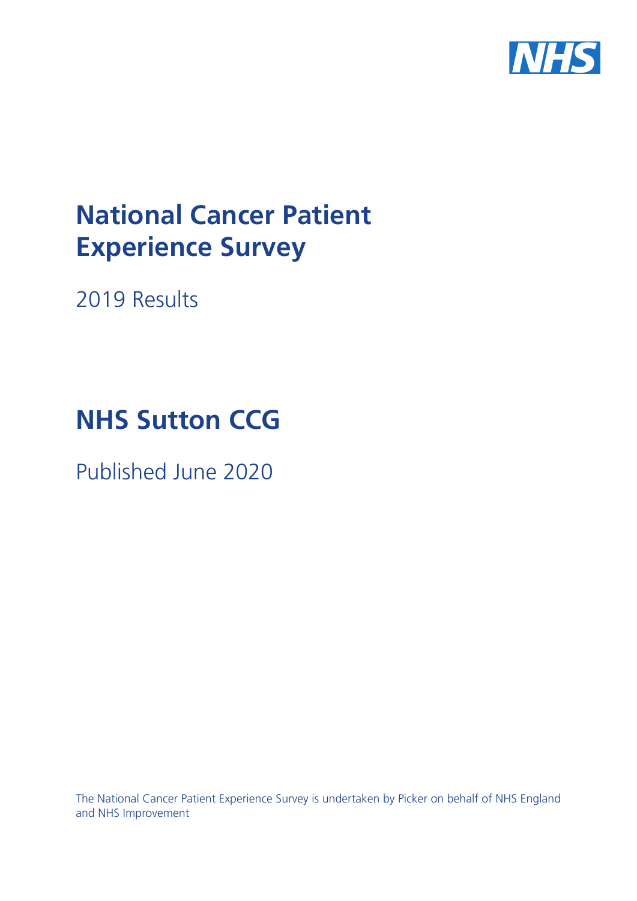# National Cancer Patient Experience Survey

2019 Results

# NHS Sutton CCG

Published June 2020

The National Cancer Patient Experience Survey is undertaken by Picker on behalf of NHS England and NHS Improvement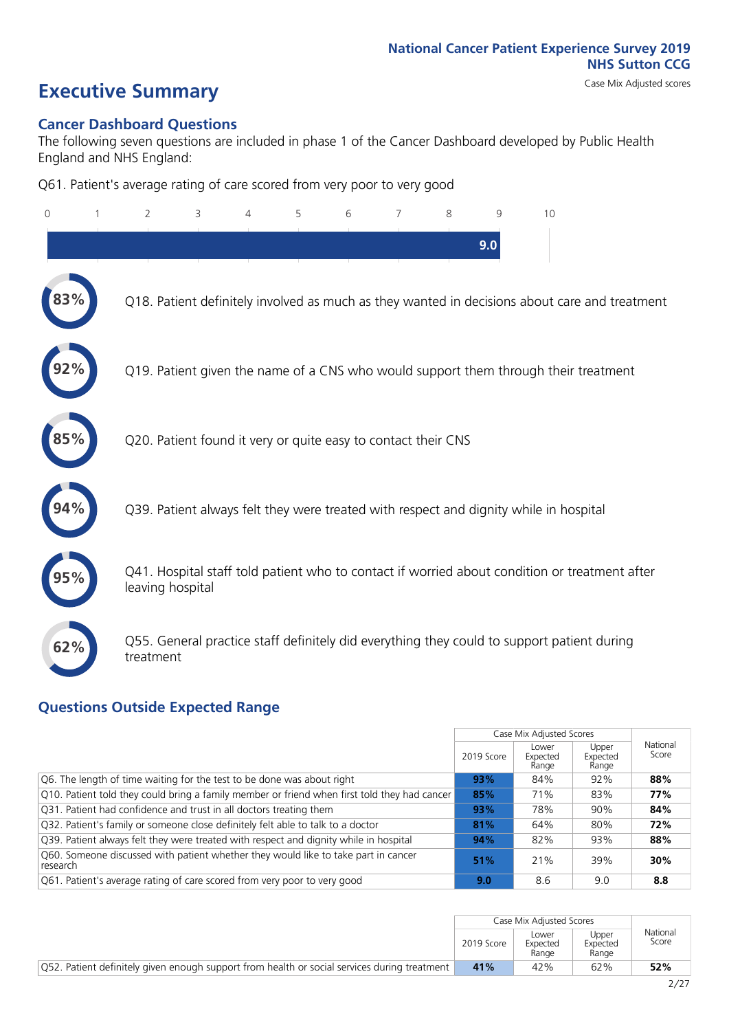National Cancer Patient Experience Survey 2019
NHS Sutton CCG
Case Mix Adjusted scores

# Executive Summary

## Cancer Dashboard Questions

The following seven questions are included in phase 1 of the Cancer Dashboard developed by Public Health England and NHS England:

Q61. Patient's average rating of care scored from very poor to very good

9.0

83% Q18. Patient definitely involved as much as they wanted in decisions about care and treatment

92% Q19. Patient given the name of a CNS who would support them through their treatment

85% Q20. Patient found it very or quite easy to contact their CNS

94% Q39. Patient always felt they were treated with respect and dignity while in hospital

95% Q41. Hospital staff told patient who to contact if worried about condition or treatment after leaving hospital

62% Q55. General practice staff definitely did everything they could to support patient during treatment

## Questions Outside Expected Range

| | Case Mix Adjusted Scores | | | National Score |
|---|---|---|---|---|
| | 2019 Score | Lower Expected Range | Upper Expected Range | |
| Q6. The length of time waiting for the test to be done was about right | 93% | 84% | 92% | 88% |
| Q10. Patient told they could bring a family member or friend when first told they had cancer | 85% | 71% | 83% | 77% |
| Q31. Patient had confidence and trust in all doctors treating them | 93% | 78% | 90% | 84% |
| Q32. Patient's family or someone close definitely felt able to talk to a doctor | 81% | 64% | 80% | 72% |
| Q39. Patient always felt they were treated with respect and dignity while in hospital | 94% | 82% | 93% | 88% |
| Q60. Someone discussed with patient whether they would like to take part in cancer research | 51% | 21% | 39% | 30% |
| Q61. Patient's average rating of care scored from very poor to very good | 9.0 | 8.6 | 9.0 | 8.8 |

| | Case Mix Adjusted Scores | | | National Score |
|---|---|---|---|---|
| | 2019 Score | Lower Expected Range | Upper Expected Range | |
| Q52. Patient definitely given enough support from health or social services during treatment | 41% | 42% | 62% | 52% |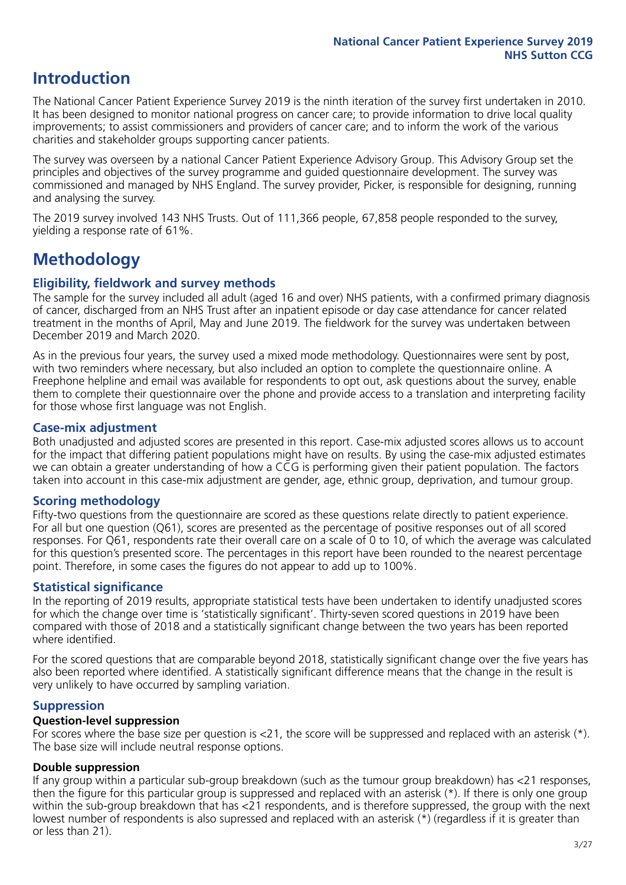# Introduction

The National Cancer Patient Experience Survey 2019 is the ninth iteration of the survey first undertaken in 2010. It has been designed to monitor national progress on cancer care; to provide information to drive local quality improvements; to assist commissioners and providers of cancer care; and to inform the work of the various charities and stakeholder groups supporting cancer patients.

The survey was overseen by a national Cancer Patient Experience Advisory Group. This Advisory Group set the principles and objectives of the survey programme and guided questionnaire development. The survey was commissioned and managed by NHS England. The survey provider, Picker, is responsible for designing, running and analysing the survey.

The 2019 survey involved 143 NHS Trusts. Out of 111,366 people, 67,858 people responded to the survey, yielding a response rate of 61%.

# Methodology

## Eligibility, fieldwork and survey methods

The sample for the survey included all adult (aged 16 and over) NHS patients, with a confirmed primary diagnosis of cancer, discharged from an NHS Trust after an inpatient episode or day case attendance for cancer related treatment in the months of April, May and June 2019. The fieldwork for the survey was undertaken between December 2019 and March 2020.

As in the previous four years, the survey used a mixed mode methodology. Questionnaires were sent by post, with two reminders where necessary, but also included an option to complete the questionnaire online. A Freephone helpline and email was available for respondents to opt out, ask questions about the survey, enable them to complete their questionnaire over the phone and provide access to a translation and interpreting facility for those whose first language was not English.

## Case-mix adjustment

Both unadjusted and adjusted scores are presented in this report. Case-mix adjusted scores allows us to account for the impact that differing patient populations might have on results. By using the case-mix adjusted estimates we can obtain a greater understanding of how a CCG is performing given their patient population. The factors taken into account in this case-mix adjustment are gender, age, ethnic group, deprivation, and tumour group.

## Scoring methodology

Fifty-two questions from the questionnaire are scored as these questions relate directly to patient experience. For all but one question (Q61), scores are presented as the percentage of positive responses out of all scored responses. For Q61, respondents rate their overall care on a scale of 0 to 10, of which the average was calculated for this question's presented score. The percentages in this report have been rounded to the nearest percentage point. Therefore, in some cases the figures do not appear to add up to 100%.

## Statistical significance

In the reporting of 2019 results, appropriate statistical tests have been undertaken to identify unadjusted scores for which the change over time is 'statistically significant'. Thirty-seven scored questions in 2019 have been compared with those of 2018 and a statistically significant change between the two years has been reported where identified.

For the scored questions that are comparable beyond 2018, statistically significant change over the five years has also been reported where identified. A statistically significant difference means that the change in the result is very unlikely to have occurred by sampling variation.

## Suppression

### Question-level suppression

For scores where the base size per question is <21, the score will be suppressed and replaced with an asterisk (*). The base size will include neutral response options.

### Double suppression

If any group within a particular sub-group breakdown (such as the tumour group breakdown) has <21 responses, then the figure for this particular group is suppressed and replaced with an asterisk (*). If there is only one group within the sub-group breakdown that has <21 respondents, and is therefore suppressed, the group with the next lowest number of respondents is also supressed and replaced with an asterisk (*) (regardless if it is greater than or less than 21).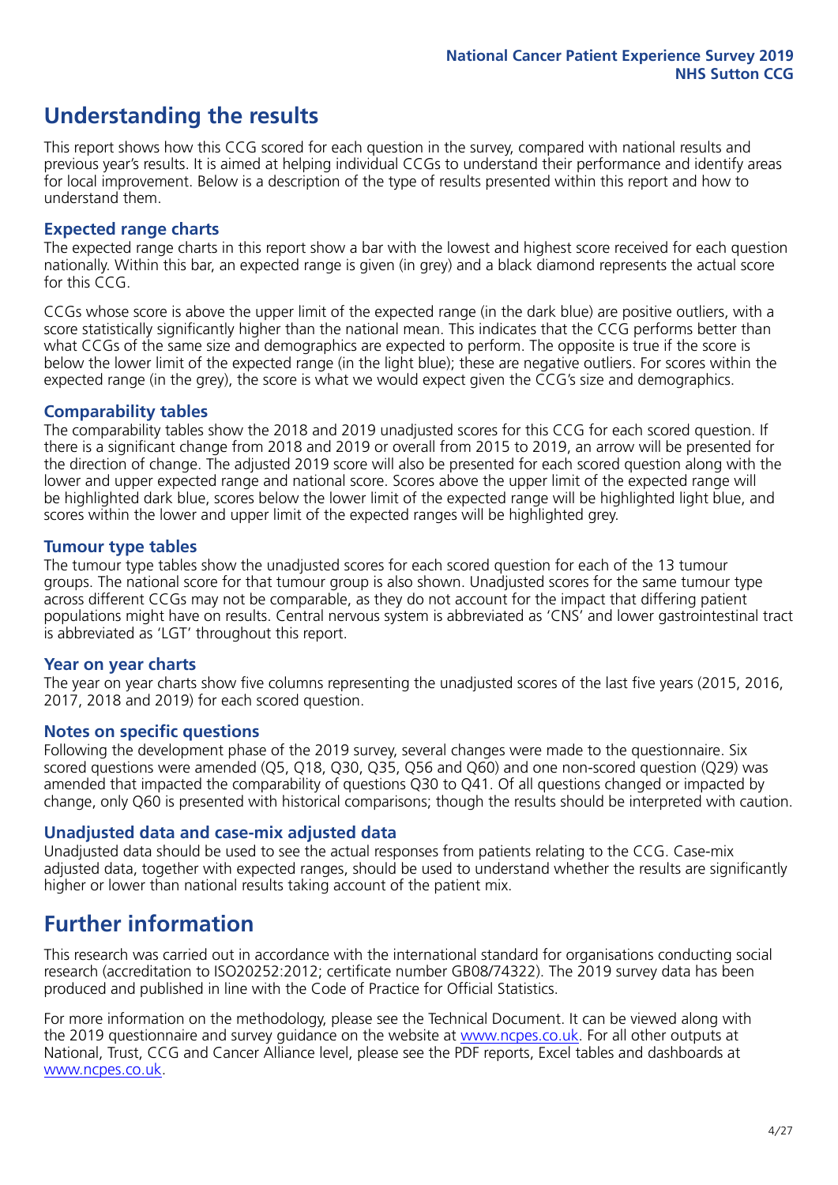## Understanding the results

This report shows how this CCG scored for each question in the survey, compared with national results and previous year's results. It is aimed at helping individual CCGs to understand their performance and identify areas for local improvement. Below is a description of the type of results presented within this report and how to understand them.

### Expected range charts

The expected range charts in this report show a bar with the lowest and highest score received for each question nationally. Within this bar, an expected range is given (in grey) and a black diamond represents the actual score for this CCG.

CCGs whose score is above the upper limit of the expected range (in the dark blue) are positive outliers, with a score statistically significantly higher than the national mean. This indicates that the CCG performs better than what CCGs of the same size and demographics are expected to perform. The opposite is true if the score is below the lower limit of the expected range (in the light blue); these are negative outliers. For scores within the expected range (in the grey), the score is what we would expect given the CCG's size and demographics.

### Comparability tables

The comparability tables show the 2018 and 2019 unadjusted scores for this CCG for each scored question. If there is a significant change from 2018 and 2019 or overall from 2015 to 2019, an arrow will be presented for the direction of change. The adjusted 2019 score will also be presented for each scored question along with the lower and upper expected range and national score. Scores above the upper limit of the expected range will be highlighted dark blue, scores below the lower limit of the expected range will be highlighted light blue, and scores within the lower and upper limit of the expected ranges will be highlighted grey.

### Tumour type tables

The tumour type tables show the unadjusted scores for each scored question for each of the 13 tumour groups. The national score for that tumour group is also shown. Unadjusted scores for the same tumour type across different CCGs may not be comparable, as they do not account for the impact that differing patient populations might have on results. Central nervous system is abbreviated as 'CNS' and lower gastrointestinal tract is abbreviated as 'LGT' throughout this report.

### Year on year charts

The year on year charts show five columns representing the unadjusted scores of the last five years (2015, 2016, 2017, 2018 and 2019) for each scored question.

### Notes on specific questions

Following the development phase of the 2019 survey, several changes were made to the questionnaire. Six scored questions were amended (Q5, Q18, Q30, Q35, Q56 and Q60) and one non-scored question (Q29) was amended that impacted the comparability of questions Q30 to Q41. Of all questions changed or impacted by change, only Q60 is presented with historical comparisons; though the results should be interpreted with caution.

### Unadjusted data and case-mix adjusted data

Unadjusted data should be used to see the actual responses from patients relating to the CCG. Case-mix adjusted data, together with expected ranges, should be used to understand whether the results are significantly higher or lower than national results taking account of the patient mix.

## Further information

This research was carried out in accordance with the international standard for organisations conducting social research (accreditation to ISO20252:2012; certificate number GB08/74322). The 2019 survey data has been produced and published in line with the Code of Practice for Official Statistics.

For more information on the methodology, please see the Technical Document. It can be viewed along with the 2019 questionnaire and survey guidance on the website at www.ncpes.co.uk. For all other outputs at National, Trust, CCG and Cancer Alliance level, please see the PDF reports, Excel tables and dashboards at www.ncpes.co.uk.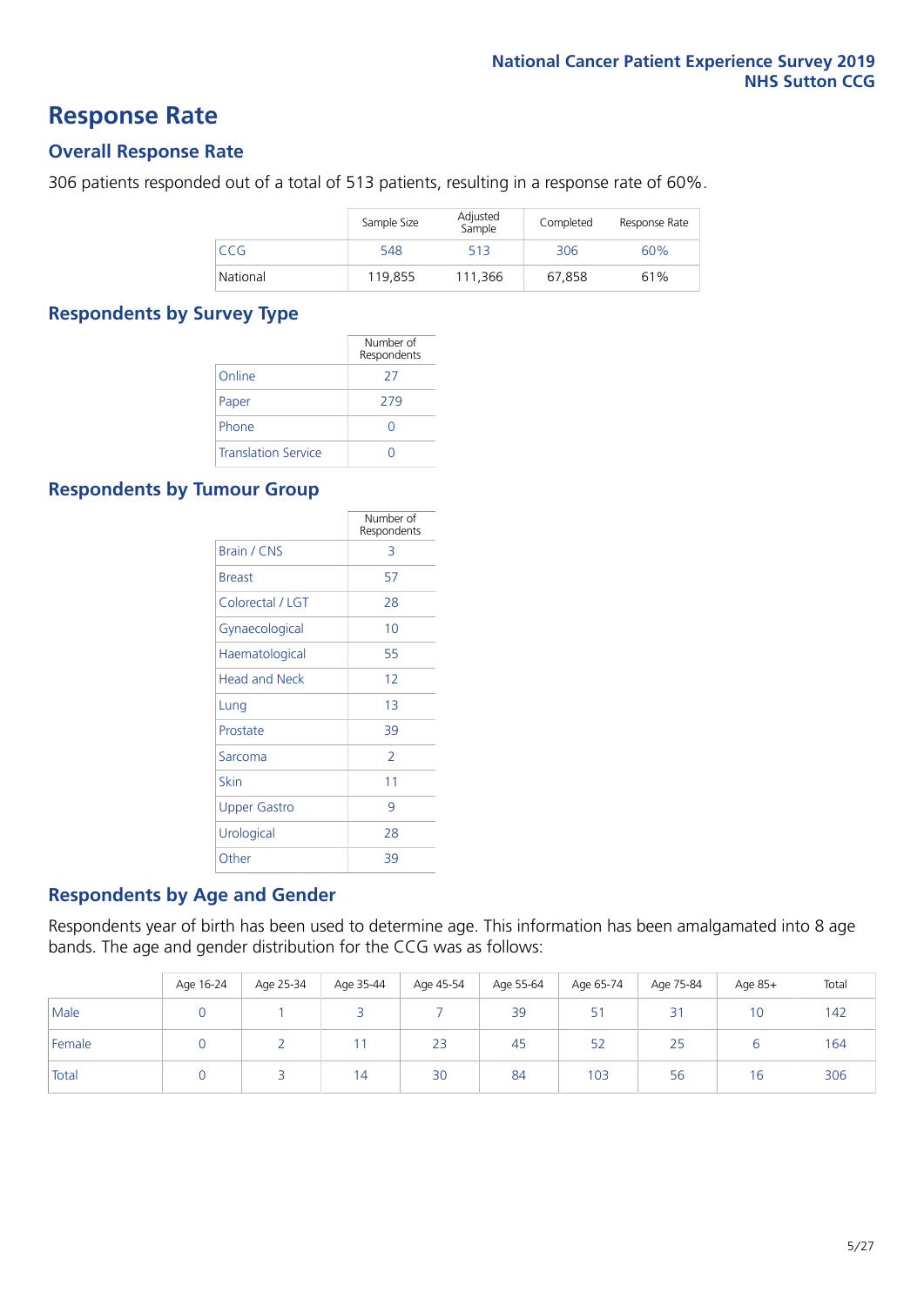# Response Rate

## Overall Response Rate

306 patients responded out of a total of 513 patients, resulting in a response rate of 60%.

| | Sample Size | Adjusted Sample | Completed | Response Rate |
|---|---|---|---|---|
| CCG | 548 | 513 | 306 | 60% |
| National | 119,855 | 111,366 | 67,858 | 61% |

## Respondents by Survey Type

| | Number of Respondents |
|---|---|
| Online | 27 |
| Paper | 279 |
| Phone | 0 |
| Translation Service | 0 |

## Respondents by Tumour Group

| | Number of Respondents |
|---|---|
| Brain / CNS | 3 |
| Breast | 57 |
| Colorectal / LGT | 28 |
| Gynaecological | 10 |
| Haematological | 55 |
| Head and Neck | 12 |
| Lung | 13 |
| Prostate | 39 |
| Sarcoma | 2 |
| Skin | 11 |
| Upper Gastro | 9 |
| Urological | 28 |
| Other | 39 |

## Respondents by Age and Gender

Respondents year of birth has been used to determine age. This information has been amalgamated into 8 age bands. The age and gender distribution for the CCG was as follows:

| | Age 16-24 | Age 25-34 | Age 35-44 | Age 45-54 | Age 55-64 | Age 65-74 | Age 75-84 | Age 85+ | Total |
|---|---|---|---|---|---|---|---|---|---|
| Male | 0 | 1 | 3 | 7 | 39 | 51 | 31 | 10 | 142 |
| Female | 0 | 2 | 11 | 23 | 45 | 52 | 25 | 6 | 164 |
| Total | 0 | 3 | 14 | 30 | 84 | 103 | 56 | 16 | 306 |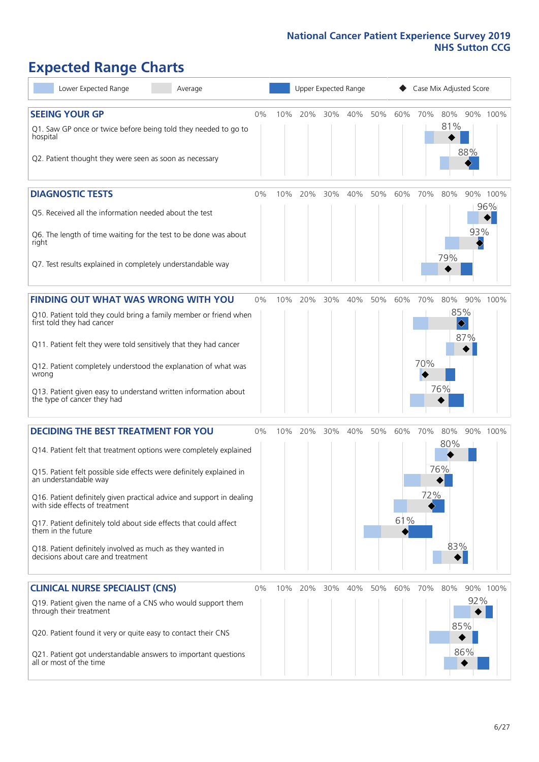# Expected Range Charts

Lower Expected Range | Average | Upper Expected Range | Case Mix Adjusted Score

## SEEING YOUR GP

| Question | Case Mix Adjusted Score |
|---|---|
| Q1. Saw GP once or twice before being told they needed to go to hospital | 81% |
| Q2. Patient thought they were seen as soon as necessary | 88% |

## DIAGNOSTIC TESTS

| Question | Case Mix Adjusted Score |
|---|---|
| Q5. Received all the information needed about the test | 96% |
| Q6. The length of time waiting for the test to be done was about right | 93% |
| Q7. Test results explained in completely understandable way | 79% |

## FINDING OUT WHAT WAS WRONG WITH YOU

| Question | Case Mix Adjusted Score |
|---|---|
| Q10. Patient told they could bring a family member or friend when first told they had cancer | 85% |
| Q11. Patient felt they were told sensitively that they had cancer | 87% |
| Q12. Patient completely understood the explanation of what was wrong | 70% |
| Q13. Patient given easy to understand written information about the type of cancer they had | 76% |

## DECIDING THE BEST TREATMENT FOR YOU

| Question | Case Mix Adjusted Score |
|---|---|
| Q14. Patient felt that treatment options were completely explained | 80% |
| Q15. Patient felt possible side effects were definitely explained in an understandable way | 76% |
| Q16. Patient definitely given practical advice and support in dealing with side effects of treatment | 72% |
| Q17. Patient definitely told about side effects that could affect them in the future | 61% |
| Q18. Patient definitely involved as much as they wanted in decisions about care and treatment | 83% |

## CLINICAL NURSE SPECIALIST (CNS)

| Question | Case Mix Adjusted Score |
|---|---|
| Q19. Patient given the name of a CNS who would support them through their treatment | 92% |
| Q20. Patient found it very or quite easy to contact their CNS | 85% |
| Q21. Patient got understandable answers to important questions all or most of the time | 86% |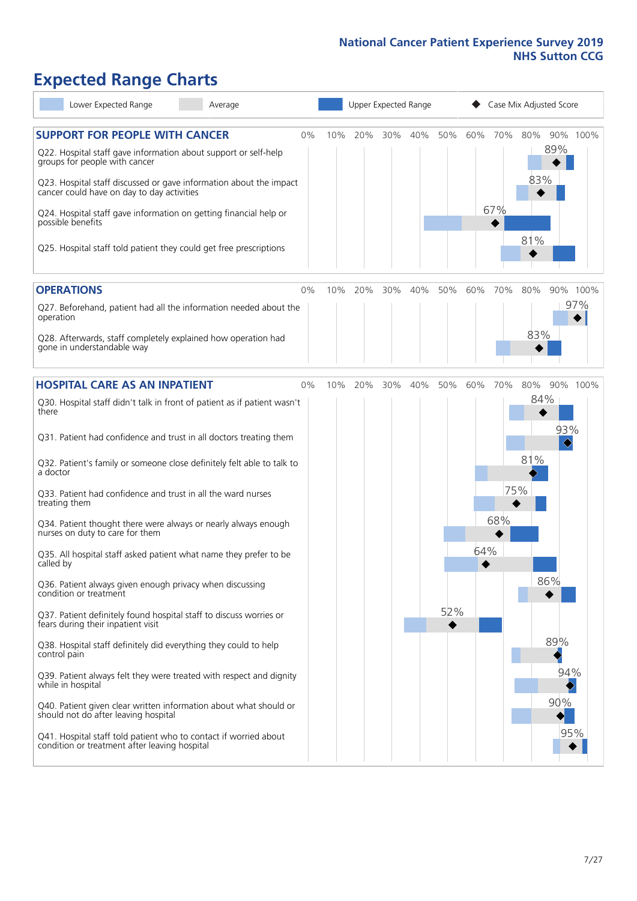# Expected Range Charts

Lower Expected Range | Average | Upper Expected Range | Case Mix Adjusted Score

## SUPPORT FOR PEOPLE WITH CANCER

| Question | Case Mix Adjusted Score |
|---|---|
| Q22. Hospital staff gave information about support or self-help groups for people with cancer | 89% |
| Q23. Hospital staff discussed or gave information about the impact cancer could have on day to day activities | 83% |
| Q24. Hospital staff gave information on getting financial help or possible benefits | 67% |
| Q25. Hospital staff told patient they could get free prescriptions | 81% |

## OPERATIONS

| Question | Case Mix Adjusted Score |
|---|---|
| Q27. Beforehand, patient had all the information needed about the operation | 97% |
| Q28. Afterwards, staff completely explained how operation had gone in understandable way | 83% |

## HOSPITAL CARE AS AN INPATIENT

| Question | Case Mix Adjusted Score |
|---|---|
| Q30. Hospital staff didn't talk in front of patient as if patient wasn't there | 84% |
| Q31. Patient had confidence and trust in all doctors treating them | 93% |
| Q32. Patient's family or someone close definitely felt able to talk to a doctor | 81% |
| Q33. Patient had confidence and trust in all the ward nurses treating them | 75% |
| Q34. Patient thought there were always or nearly always enough nurses on duty to care for them | 68% |
| Q35. All hospital staff asked patient what name they prefer to be called by | 64% |
| Q36. Patient always given enough privacy when discussing condition or treatment | 86% |
| Q37. Patient definitely found hospital staff to discuss worries or fears during their inpatient visit | 52% |
| Q38. Hospital staff definitely did everything they could to help control pain | 89% |
| Q39. Patient always felt they were treated with respect and dignity while in hospital | 94% |
| Q40. Patient given clear written information about what should or should not do after leaving hospital | 90% |
| Q41. Hospital staff told patient who to contact if worried about condition or treatment after leaving hospital | 95% |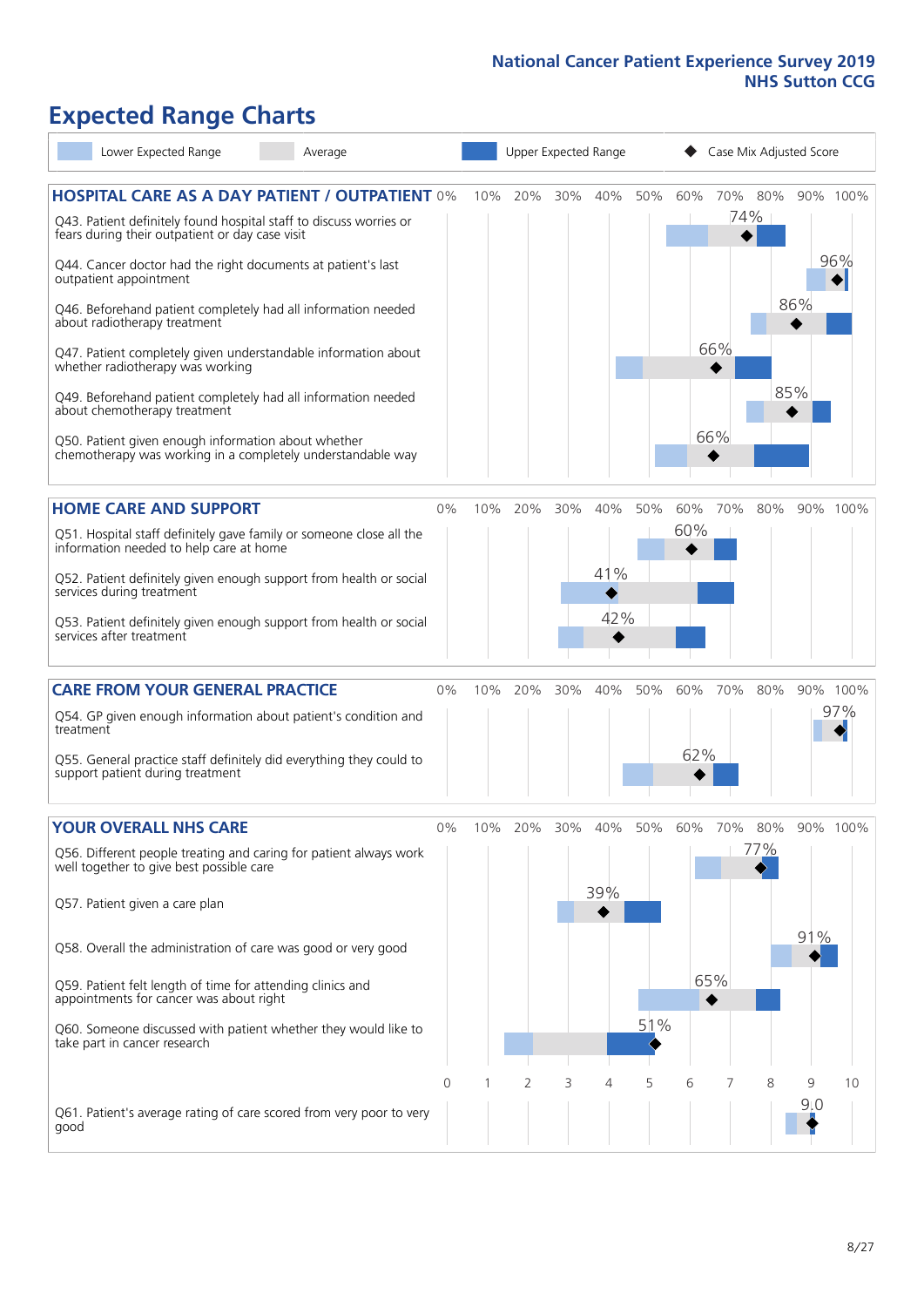National Cancer Patient Experience Survey 2019
NHS Sutton CCG

# Expected Range Charts

Lower Expected Range | Average | Upper Expected Range | ◆ Case Mix Adjusted Score

## HOSPITAL CARE AS A DAY PATIENT / OUTPATIENT

| Question | Case Mix Adjusted Score |
|---|---|
| Q43. Patient definitely found hospital staff to discuss worries or fears during their outpatient or day case visit | 74% |
| Q44. Cancer doctor had the right documents at patient's last outpatient appointment | 96% |
| Q46. Beforehand patient completely had all information needed about radiotherapy treatment | 86% |
| Q47. Patient completely given understandable information about whether radiotherapy was working | 66% |
| Q49. Beforehand patient completely had all information needed about chemotherapy treatment | 85% |
| Q50. Patient given enough information about whether chemotherapy was working in a completely understandable way | 66% |

## HOME CARE AND SUPPORT

| Question | Case Mix Adjusted Score |
|---|---|
| Q51. Hospital staff definitely gave family or someone close all the information needed to help care at home | 60% |
| Q52. Patient definitely given enough support from health or social services during treatment | 41% |
| Q53. Patient definitely given enough support from health or social services after treatment | 42% |

## CARE FROM YOUR GENERAL PRACTICE

| Question | Case Mix Adjusted Score |
|---|---|
| Q54. GP given enough information about patient's condition and treatment | 97% |
| Q55. General practice staff definitely did everything they could to support patient during treatment | 62% |

## YOUR OVERALL NHS CARE

| Question | Case Mix Adjusted Score |
|---|---|
| Q56. Different people treating and caring for patient always work well together to give best possible care | 77% |
| Q57. Patient given a care plan | 39% |
| Q58. Overall the administration of care was good or very good | 91% |
| Q59. Patient felt length of time for attending clinics and appointments for cancer was about right | 65% |
| Q60. Someone discussed with patient whether they would like to take part in cancer research | 51% |
| Q61. Patient's average rating of care scored from very poor to very good | 9.0 |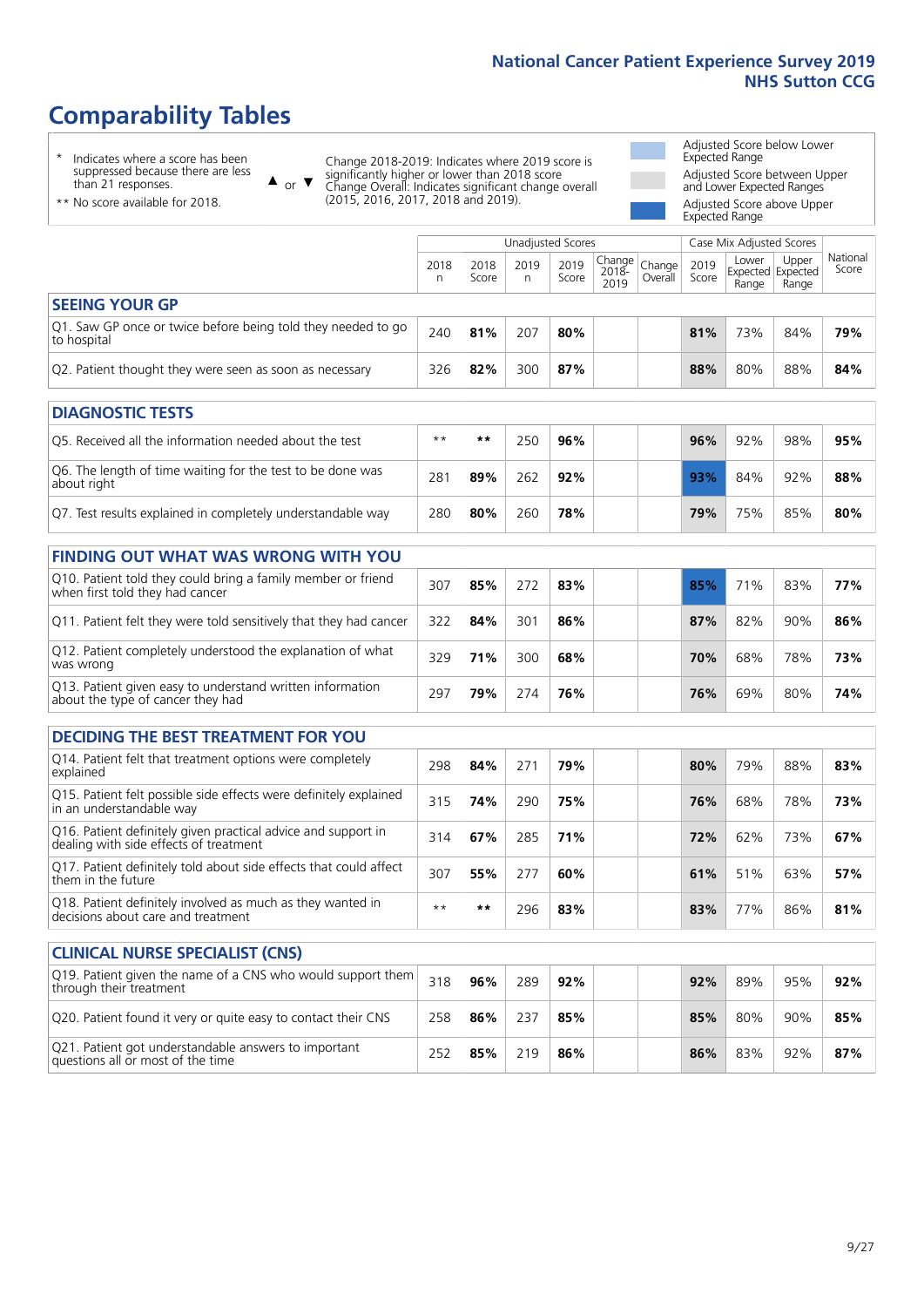# Comparability Tables

- \* Indicates where a score has been suppressed because there are less than 21 responses.
- \*\* No score available for 2018.

▲ or ▼ Change 2018-2019: Indicates where 2019 score is significantly higher or lower than 2018 score
Change Overall: Indicates significant change overall (2015, 2016, 2017, 2018 and 2019).

- Adjusted Score below Lower Expected Range
- Adjusted Score between Upper and Lower Expected Ranges
- Adjusted Score above Upper Expected Range

| | Unadjusted Scores | | | | | | Case Mix Adjusted Scores | | | |
|---|---|---|---|---|---|---|---|---|---|---|
| | 2018 n | 2018 Score | 2019 n | 2019 Score | Change 2018-2019 | Change Overall | 2019 Score | Lower Expected Range | Upper Expected Range | National Score |
| **SEEING YOUR GP** | | | | | | | | | | |
| Q1. Saw GP once or twice before being told they needed to go to hospital | 240 | **81%** | 207 | **80%** | | | **81%** | 73% | 84% | **79%** |
| Q2. Patient thought they were seen as soon as necessary | 326 | **82%** | 300 | **87%** | | | **88%** | 80% | 88% | **84%** |
| **DIAGNOSTIC TESTS** | | | | | | | | | | |
| Q5. Received all the information needed about the test | ** | ** | 250 | **96%** | | | **96%** | 92% | 98% | **95%** |
| Q6. The length of time waiting for the test to be done was about right | 281 | **89%** | 262 | **92%** | | | **93%** | 84% | 92% | **88%** |
| Q7. Test results explained in completely understandable way | 280 | **80%** | 260 | **78%** | | | **79%** | 75% | 85% | **80%** |
| **FINDING OUT WHAT WAS WRONG WITH YOU** | | | | | | | | | | |
| Q10. Patient told they could bring a family member or friend when first told they had cancer | 307 | **85%** | 272 | **83%** | | | **85%** | 71% | 83% | **77%** |
| Q11. Patient felt they were told sensitively that they had cancer | 322 | **84%** | 301 | **86%** | | | **87%** | 82% | 90% | **86%** |
| Q12. Patient completely understood the explanation of what was wrong | 329 | **71%** | 300 | **68%** | | | **70%** | 68% | 78% | **73%** |
| Q13. Patient given easy to understand written information about the type of cancer they had | 297 | **79%** | 274 | **76%** | | | **76%** | 69% | 80% | **74%** |
| **DECIDING THE BEST TREATMENT FOR YOU** | | | | | | | | | | |
| Q14. Patient felt that treatment options were completely explained | 298 | **84%** | 271 | **79%** | | | **80%** | 79% | 88% | **83%** |
| Q15. Patient felt possible side effects were definitely explained in an understandable way | 315 | **74%** | 290 | **75%** | | | **76%** | 68% | 78% | **73%** |
| Q16. Patient definitely given practical advice and support in dealing with side effects of treatment | 314 | **67%** | 285 | **71%** | | | **72%** | 62% | 73% | **67%** |
| Q17. Patient definitely told about side effects that could affect them in the future | 307 | **55%** | 277 | **60%** | | | **61%** | 51% | 63% | **57%** |
| Q18. Patient definitely involved as much as they wanted in decisions about care and treatment | ** | ** | 296 | **83%** | | | **83%** | 77% | 86% | **81%** |
| **CLINICAL NURSE SPECIALIST (CNS)** | | | | | | | | | | |
| Q19. Patient given the name of a CNS who would support them through their treatment | 318 | **96%** | 289 | **92%** | | | **92%** | 89% | 95% | **92%** |
| Q20. Patient found it very or quite easy to contact their CNS | 258 | **86%** | 237 | **85%** | | | **85%** | 80% | 90% | **85%** |
| Q21. Patient got understandable answers to important questions all or most of the time | 252 | **85%** | 219 | **86%** | | | **86%** | 83% | 92% | **87%** |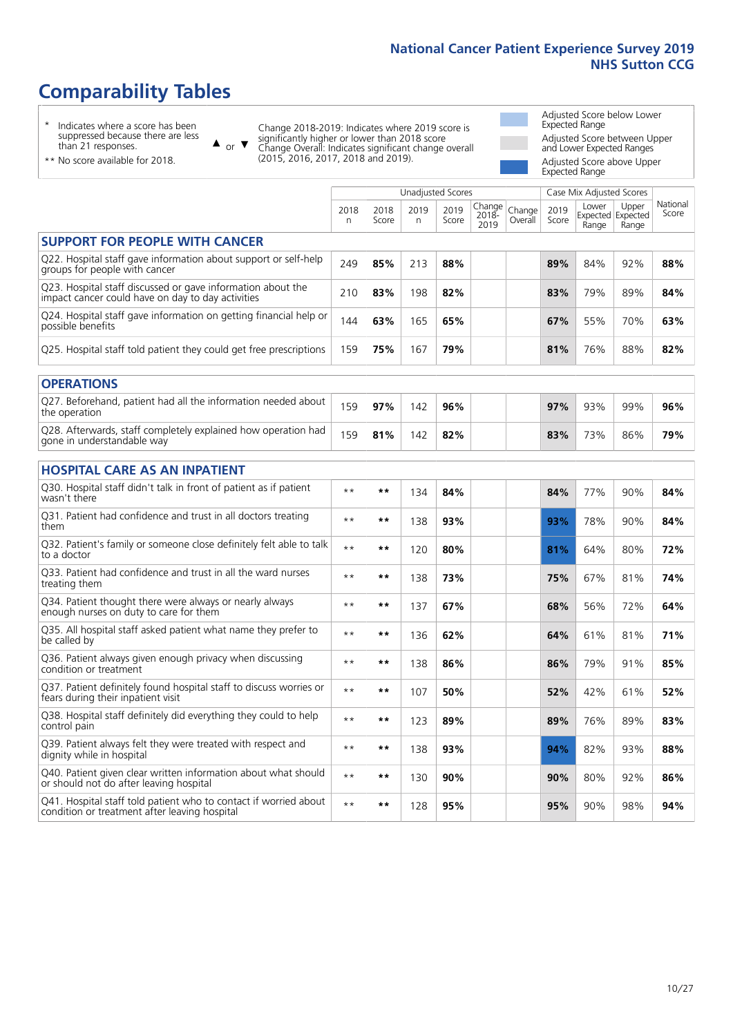# Comparability Tables

\* Indicates where a score has been suppressed because there are less than 21 responses.

\*\* No score available for 2018.

▲ or ▼ Change 2018-2019: Indicates where 2019 score is significantly higher or lower than 2018 score. Change Overall: Indicates significant change overall (2015, 2016, 2017, 2018 and 2019).

Adjusted Score below Lower Expected Range

Adjusted Score between Upper and Lower Expected Ranges

Adjusted Score above Upper Expected Range

| | Unadjusted Scores | | | | | | Case Mix Adjusted Scores | | | |
|---|---|---|---|---|---|---|---|---|---|---|
| | 2018 n | 2018 Score | 2019 n | 2019 Score | Change 2018-2019 | Change Overall | 2019 Score | Lower Expected Range | Upper Expected Range | National Score |
| **SUPPORT FOR PEOPLE WITH CANCER** | | | | | | | | | | |
| Q22. Hospital staff gave information about support or self-help groups for people with cancer | 249 | **85%** | 213 | **88%** | | | **89%** | 84% | 92% | **88%** |
| Q23. Hospital staff discussed or gave information about the impact cancer could have on day to day activities | 210 | **83%** | 198 | **82%** | | | **83%** | 79% | 89% | **84%** |
| Q24. Hospital staff gave information on getting financial help or possible benefits | 144 | **63%** | 165 | **65%** | | | **67%** | 55% | 70% | **63%** |
| Q25. Hospital staff told patient they could get free prescriptions | 159 | **75%** | 167 | **79%** | | | **81%** | 76% | 88% | **82%** |
| **OPERATIONS** | | | | | | | | | | |
| Q27. Beforehand, patient had all the information needed about the operation | 159 | **97%** | 142 | **96%** | | | **97%** | 93% | 99% | **96%** |
| Q28. Afterwards, staff completely explained how operation had gone in understandable way | 159 | **81%** | 142 | **82%** | | | **83%** | 73% | 86% | **79%** |
| **HOSPITAL CARE AS AN INPATIENT** | | | | | | | | | | |
| Q30. Hospital staff didn't talk in front of patient as if patient wasn't there | ** | ** | 134 | **84%** | | | **84%** | 77% | 90% | **84%** |
| Q31. Patient had confidence and trust in all doctors treating them | ** | ** | 138 | **93%** | | | **93%** | 78% | 90% | **84%** |
| Q32. Patient's family or someone close definitely felt able to talk to a doctor | ** | ** | 120 | **80%** | | | **81%** | 64% | 80% | **72%** |
| Q33. Patient had confidence and trust in all the ward nurses treating them | ** | ** | 138 | **73%** | | | **75%** | 67% | 81% | **74%** |
| Q34. Patient thought there were always or nearly always enough nurses on duty to care for them | ** | ** | 137 | **67%** | | | **68%** | 56% | 72% | **64%** |
| Q35. All hospital staff asked patient what name they prefer to be called by | ** | ** | 136 | **62%** | | | **64%** | 61% | 81% | **71%** |
| Q36. Patient always given enough privacy when discussing condition or treatment | ** | ** | 138 | **86%** | | | **86%** | 79% | 91% | **85%** |
| Q37. Patient definitely found hospital staff to discuss worries or fears during their inpatient visit | ** | ** | 107 | **50%** | | | **52%** | 42% | 61% | **52%** |
| Q38. Hospital staff definitely did everything they could to help control pain | ** | ** | 123 | **89%** | | | **89%** | 76% | 89% | **83%** |
| Q39. Patient always felt they were treated with respect and dignity while in hospital | ** | ** | 138 | **93%** | | | **94%** | 82% | 93% | **88%** |
| Q40. Patient given clear written information about what should or should not do after leaving hospital | ** | ** | 130 | **90%** | | | **90%** | 80% | 92% | **86%** |
| Q41. Hospital staff told patient who to contact if worried about condition or treatment after leaving hospital | ** | ** | 128 | **95%** | | | **95%** | 90% | 98% | **94%** |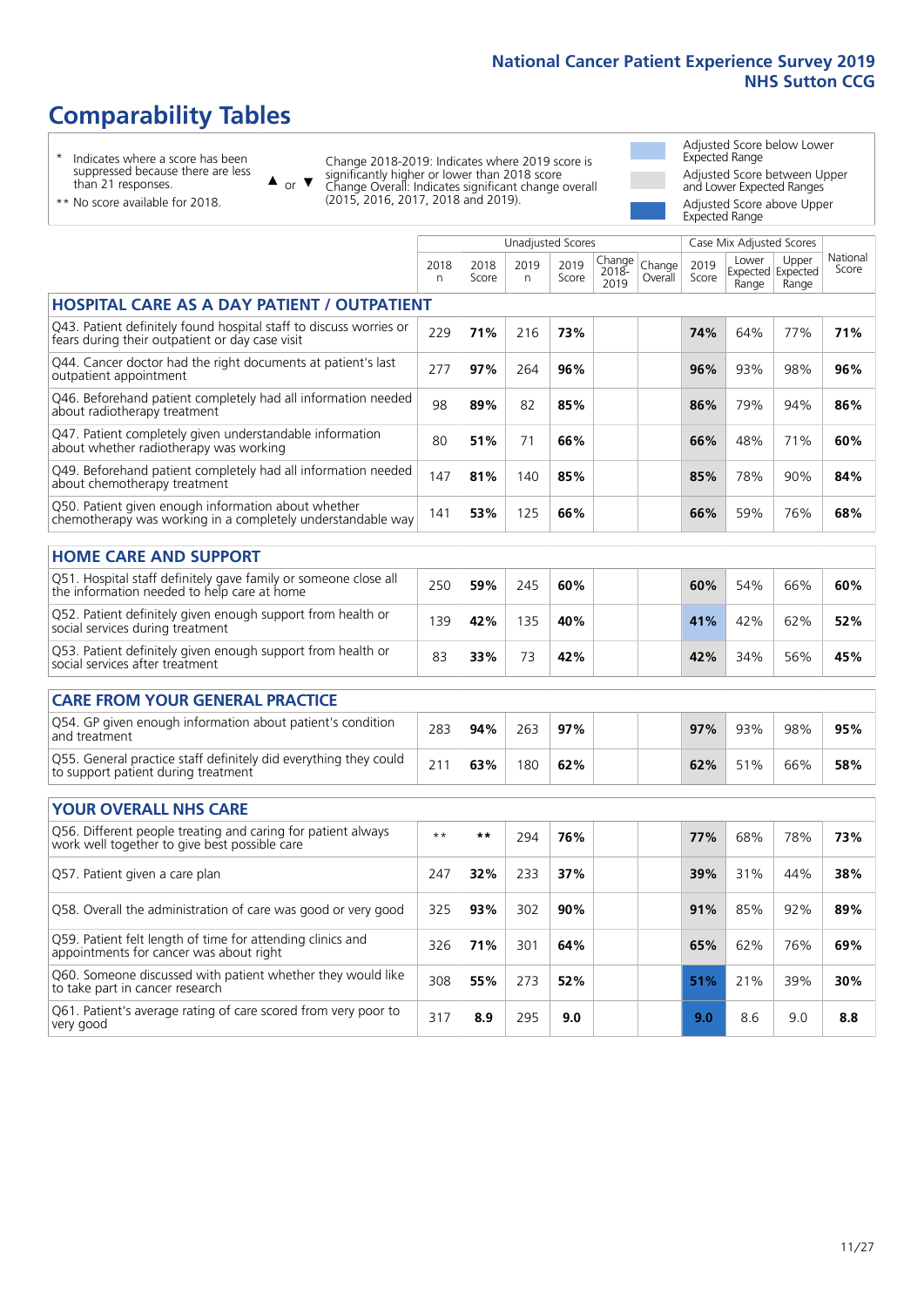# Comparability Tables

\* Indicates where a score has been suppressed because there are less than 21 responses.

\*\* No score available for 2018.

▲ or ▼ Change 2018-2019: Indicates where 2019 score is significantly higher or lower than 2018 score. Change Overall: Indicates significant change overall (2015, 2016, 2017, 2018 and 2019).

Adjusted Score below Lower Expected Range

Adjusted Score between Upper and Lower Expected Ranges

Adjusted Score above Upper Expected Range

| | Unadjusted Scores | | | | | | Case Mix Adjusted Scores | | | |
|---|---|---|---|---|---|---|---|---|---|---|
| | 2018 n | 2018 Score | 2019 n | 2019 Score | Change 2018-2019 | Change Overall | 2019 Score | Lower Expected Range | Upper Expected Range | National Score |
| **HOSPITAL CARE AS A DAY PATIENT / OUTPATIENT** | | | | | | | | | | |
| Q43. Patient definitely found hospital staff to discuss worries or fears during their outpatient or day case visit | 229 | **71%** | 216 | **73%** | | | **74%** | 64% | 77% | **71%** |
| Q44. Cancer doctor had the right documents at patient's last outpatient appointment | 277 | **97%** | 264 | **96%** | | | **96%** | 93% | 98% | **96%** |
| Q46. Beforehand patient completely had all information needed about radiotherapy treatment | 98 | **89%** | 82 | **85%** | | | **86%** | 79% | 94% | **86%** |
| Q47. Patient completely given understandable information about whether radiotherapy was working | 80 | **51%** | 71 | **66%** | | | **66%** | 48% | 71% | **60%** |
| Q49. Beforehand patient completely had all information needed about chemotherapy treatment | 147 | **81%** | 140 | **85%** | | | **85%** | 78% | 90% | **84%** |
| Q50. Patient given enough information about whether chemotherapy was working in a completely understandable way | 141 | **53%** | 125 | **66%** | | | **66%** | 59% | 76% | **68%** |
| **HOME CARE AND SUPPORT** | | | | | | | | | | |
| Q51. Hospital staff definitely gave family or someone close all the information needed to help care at home | 250 | **59%** | 245 | **60%** | | | **60%** | 54% | 66% | **60%** |
| Q52. Patient definitely given enough support from health or social services during treatment | 139 | **42%** | 135 | **40%** | | | **41%** | 42% | 62% | **52%** |
| Q53. Patient definitely given enough support from health or social services after treatment | 83 | **33%** | 73 | **42%** | | | **42%** | 34% | 56% | **45%** |
| **CARE FROM YOUR GENERAL PRACTICE** | | | | | | | | | | |
| Q54. GP given enough information about patient's condition and treatment | 283 | **94%** | 263 | **97%** | | | **97%** | 93% | 98% | **95%** |
| Q55. General practice staff definitely did everything they could to support patient during treatment | 211 | **63%** | 180 | **62%** | | | **62%** | 51% | 66% | **58%** |
| **YOUR OVERALL NHS CARE** | | | | | | | | | | |
| Q56. Different people treating and caring for patient always work well together to give best possible care | ** | ** | 294 | **76%** | | | **77%** | 68% | 78% | **73%** |
| Q57. Patient given a care plan | 247 | **32%** | 233 | **37%** | | | **39%** | 31% | 44% | **38%** |
| Q58. Overall the administration of care was good or very good | 325 | **93%** | 302 | **90%** | | | **91%** | 85% | 92% | **89%** |
| Q59. Patient felt length of time for attending clinics and appointments for cancer was about right | 326 | **71%** | 301 | **64%** | | | **65%** | 62% | 76% | **69%** |
| Q60. Someone discussed with patient whether they would like to take part in cancer research | 308 | **55%** | 273 | **52%** | | | **51%** | 21% | 39% | **30%** |
| Q61. Patient's average rating of care scored from very poor to very good | 317 | **8.9** | 295 | **9.0** | | | **9.0** | 8.6 | 9.0 | **8.8** |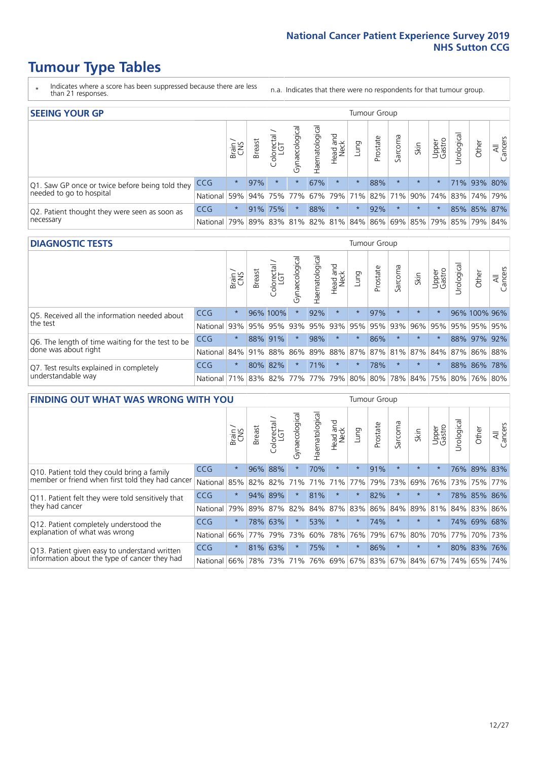# Tumour Type Tables

\* Indicates where a score has been suppressed because there are less than 21 responses.

n.a. Indicates that there were no respondents for that tumour group.

## SEEING YOUR GP

| | | Brain / CNS | Breast | Colorectal / LGT | Gynaecological | Haematological | Head and Neck | Lung | Prostate | Sarcoma | Skin | Upper Gastro | Urological | Other | All Cancers |
|---|---|---|---|---|---|---|---|---|---|---|---|---|---|---|---|
| Q1. Saw GP once or twice before being told they needed to go to hospital | CCG | * | 97% | * | * | 67% | * | * | 88% | * | * | * | 71% | 93% | 80% |
| | National | 59% | 94% | 75% | 77% | 67% | 79% | 71% | 82% | 71% | 90% | 74% | 83% | 74% | 79% |
| Q2. Patient thought they were seen as soon as necessary | CCG | * | 91% | 75% | * | 88% | * | * | 92% | * | * | * | 85% | 85% | 87% |
| | National | 79% | 89% | 83% | 81% | 82% | 81% | 84% | 86% | 69% | 85% | 79% | 85% | 79% | 84% |

## DIAGNOSTIC TESTS

| | | Brain / CNS | Breast | Colorectal / LGT | Gynaecological | Haematological | Head and Neck | Lung | Prostate | Sarcoma | Skin | Upper Gastro | Urological | Other | All Cancers |
|---|---|---|---|---|---|---|---|---|---|---|---|---|---|---|---|
| Q5. Received all the information needed about the test | CCG | * | 96% | 100% | * | 92% | * | * | 97% | * | * | * | 96% | 100% | 96% |
| | National | 93% | 95% | 95% | 93% | 95% | 93% | 95% | 95% | 93% | 96% | 95% | 95% | 95% | 95% |
| Q6. The length of time waiting for the test to be done was about right | CCG | * | 88% | 91% | * | 98% | * | * | 86% | * | * | * | 88% | 97% | 92% |
| | National | 84% | 91% | 88% | 86% | 89% | 88% | 87% | 87% | 81% | 87% | 84% | 87% | 86% | 88% |
| Q7. Test results explained in completely understandable way | CCG | * | 80% | 82% | * | 71% | * | * | 78% | * | * | * | 88% | 86% | 78% |
| | National | 71% | 83% | 82% | 77% | 77% | 79% | 80% | 80% | 78% | 84% | 75% | 80% | 76% | 80% |

## FINDING OUT WHAT WAS WRONG WITH YOU

| | | Brain / CNS | Breast | Colorectal / LGT | Gynaecological | Haematological | Head and Neck | Lung | Prostate | Sarcoma | Skin | Upper Gastro | Urological | Other | All Cancers |
|---|---|---|---|---|---|---|---|---|---|---|---|---|---|---|---|
| Q10. Patient told they could bring a family member or friend when first told they had cancer | CCG | * | 96% | 88% | * | 70% | * | * | 91% | * | * | * | 76% | 89% | 83% |
| | National | 85% | 82% | 82% | 71% | 71% | 71% | 77% | 79% | 73% | 69% | 76% | 73% | 75% | 77% |
| Q11. Patient felt they were told sensitively that they had cancer | CCG | * | 94% | 89% | * | 81% | * | * | 82% | * | * | * | 78% | 85% | 86% |
| | National | 79% | 89% | 87% | 82% | 84% | 87% | 83% | 86% | 84% | 89% | 81% | 84% | 83% | 86% |
| Q12. Patient completely understood the explanation of what was wrong | CCG | * | 78% | 63% | * | 53% | * | * | 74% | * | * | * | 74% | 69% | 68% |
| | National | 66% | 77% | 79% | 73% | 60% | 78% | 76% | 79% | 67% | 80% | 70% | 77% | 70% | 73% |
| Q13. Patient given easy to understand written information about the type of cancer they had | CCG | * | 81% | 63% | * | 75% | * | * | 86% | * | * | * | 80% | 83% | 76% |
| | National | 66% | 78% | 73% | 71% | 76% | 69% | 67% | 83% | 67% | 84% | 67% | 74% | 65% | 74% |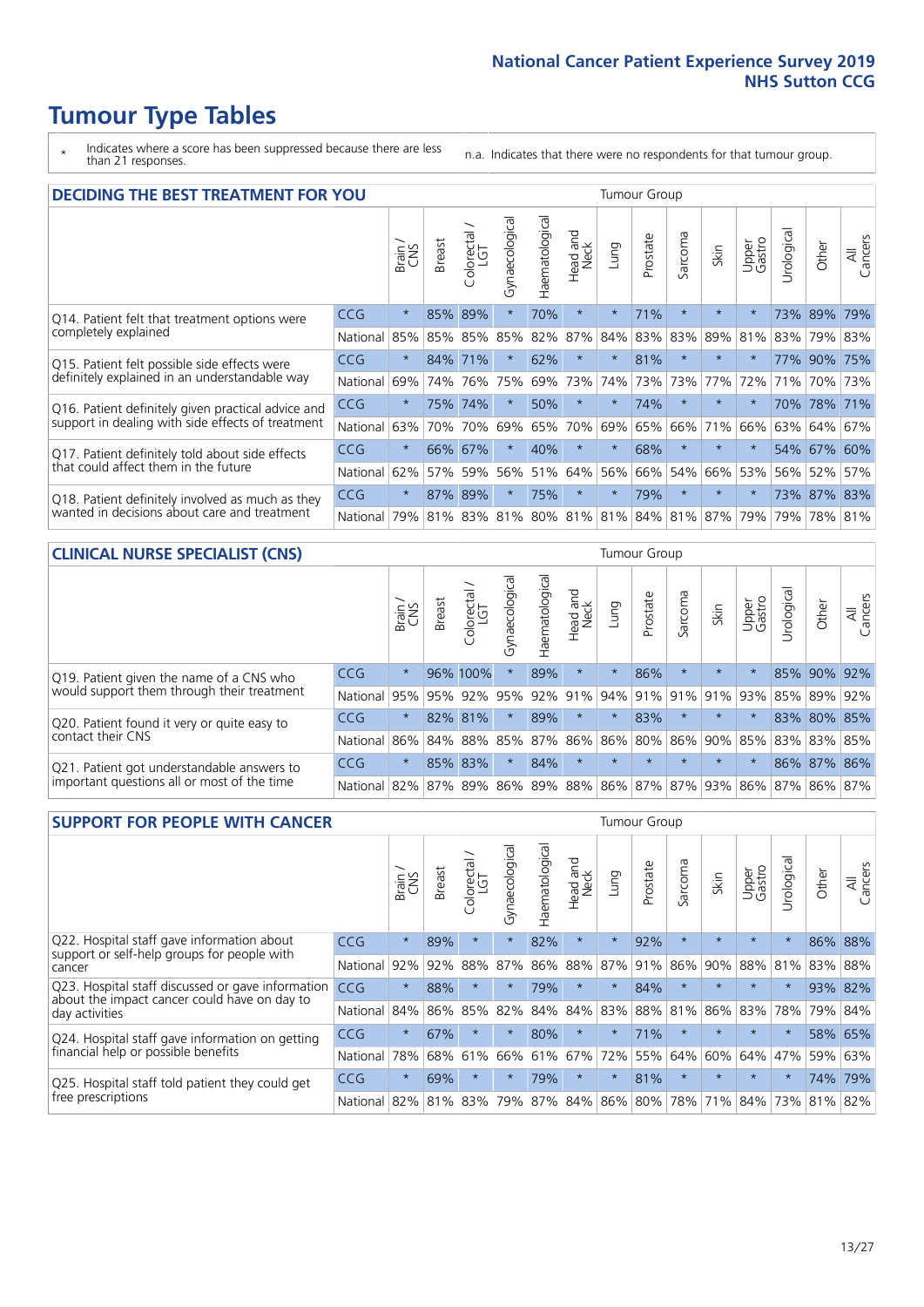# Tumour Type Tables

\* Indicates where a score has been suppressed because there are less than 21 responses.

n.a. Indicates that there were no respondents for that tumour group.

## DECIDING THE BEST TREATMENT FOR YOU

| | | Brain / CNS | Breast | Colorectal / LGT | Gynaecological | Haematological | Head and Neck | Lung | Prostate | Sarcoma | Skin | Upper Gastro | Urological | Other | All Cancers |
|---|---|---|---|---|---|---|---|---|---|---|---|---|---|---|---|
| Q14. Patient felt that treatment options were completely explained | CCG | * | 85% | 89% | * | 70% | * | * | 71% | * | * | * | 73% | 89% | 79% |
| | National | 85% | 85% | 85% | 85% | 82% | 87% | 84% | 83% | 83% | 89% | 81% | 83% | 79% | 83% |
| Q15. Patient felt possible side effects were definitely explained in an understandable way | CCG | * | 84% | 71% | * | 62% | * | * | 81% | * | * | * | 77% | 90% | 75% |
| | National | 69% | 74% | 76% | 75% | 69% | 73% | 74% | 73% | 73% | 77% | 72% | 71% | 70% | 73% |
| Q16. Patient definitely given practical advice and support in dealing with side effects of treatment | CCG | * | 75% | 74% | * | 50% | * | * | 74% | * | * | * | 70% | 78% | 71% |
| | National | 63% | 70% | 70% | 69% | 65% | 70% | 69% | 65% | 66% | 71% | 66% | 63% | 64% | 67% |
| Q17. Patient definitely told about side effects that could affect them in the future | CCG | * | 66% | 67% | * | 40% | * | * | 68% | * | * | * | 54% | 67% | 60% |
| | National | 62% | 57% | 59% | 56% | 51% | 64% | 56% | 66% | 54% | 66% | 53% | 56% | 52% | 57% |
| Q18. Patient definitely involved as much as they wanted in decisions about care and treatment | CCG | * | 87% | 89% | * | 75% | * | * | 79% | * | * | * | 73% | 87% | 83% |
| | National | 79% | 81% | 83% | 81% | 80% | 81% | 81% | 84% | 81% | 87% | 79% | 79% | 78% | 81% |

## CLINICAL NURSE SPECIALIST (CNS)

| | | Brain / CNS | Breast | Colorectal / LGT | Gynaecological | Haematological | Head and Neck | Lung | Prostate | Sarcoma | Skin | Upper Gastro | Urological | Other | All Cancers |
|---|---|---|---|---|---|---|---|---|---|---|---|---|---|---|---|
| Q19. Patient given the name of a CNS who would support them through their treatment | CCG | * | 96% | 100% | * | 89% | * | * | 86% | * | * | * | 85% | 90% | 92% |
| | National | 95% | 95% | 92% | 95% | 92% | 91% | 94% | 91% | 91% | 91% | 93% | 85% | 89% | 92% |
| Q20. Patient found it very or quite easy to contact their CNS | CCG | * | 82% | 81% | * | 89% | * | * | 83% | * | * | * | 83% | 80% | 85% |
| | National | 86% | 84% | 88% | 85% | 87% | 86% | 86% | 80% | 86% | 90% | 85% | 83% | 83% | 85% |
| Q21. Patient got understandable answers to important questions all or most of the time | CCG | * | 85% | 83% | * | 84% | * | * | * | * | * | * | 86% | 87% | 86% |
| | National | 82% | 87% | 89% | 86% | 89% | 88% | 86% | 87% | 87% | 93% | 86% | 87% | 86% | 87% |

## SUPPORT FOR PEOPLE WITH CANCER

| | | Brain / CNS | Breast | Colorectal / LGT | Gynaecological | Haematological | Head and Neck | Lung | Prostate | Sarcoma | Skin | Upper Gastro | Urological | Other | All Cancers |
|---|---|---|---|---|---|---|---|---|---|---|---|---|---|---|---|
| Q22. Hospital staff gave information about support or self-help groups for people with cancer | CCG | * | 89% | * | * | 82% | * | * | 92% | * | * | * | * | 86% | 88% |
| | National | 92% | 92% | 88% | 87% | 86% | 88% | 87% | 91% | 86% | 90% | 88% | 81% | 83% | 88% |
| Q23. Hospital staff discussed or gave information about the impact cancer could have on day to day activities | CCG | * | 88% | * | * | 79% | * | * | 84% | * | * | * | * | 93% | 82% |
| | National | 84% | 86% | 85% | 82% | 84% | 84% | 83% | 88% | 81% | 86% | 83% | 78% | 79% | 84% |
| Q24. Hospital staff gave information on getting financial help or possible benefits | CCG | * | 67% | * | * | 80% | * | * | 71% | * | * | * | * | 58% | 65% |
| | National | 78% | 68% | 61% | 66% | 61% | 67% | 72% | 55% | 64% | 60% | 64% | 47% | 59% | 63% |
| Q25. Hospital staff told patient they could get free prescriptions | CCG | * | 69% | * | * | 79% | * | * | 81% | * | * | * | * | 74% | 79% |
| | National | 82% | 81% | 83% | 79% | 87% | 84% | 86% | 80% | 78% | 71% | 84% | 73% | 81% | 82% |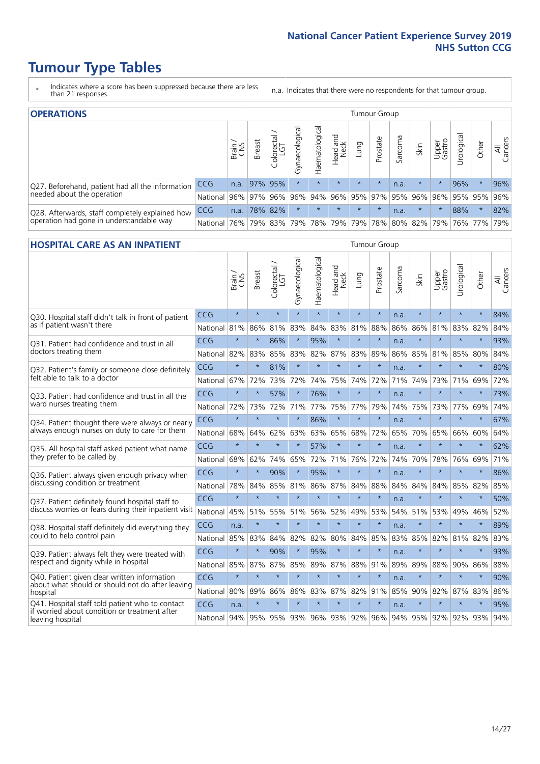# Tumour Type Tables

- \* Indicates where a score has been suppressed because there are less than 21 responses.
- n.a. Indicates that there were no respondents for that tumour group.

## OPERATIONS

| | | Brain / CNS | Breast | Colorectal / LGT | Gynaecological | Haematological | Head and Neck | Lung | Prostate | Sarcoma | Skin | Upper Gastro | Urological | Other | All Cancers |
|---|---|---|---|---|---|---|---|---|---|---|---|---|---|---|---|
| Q27. Beforehand, patient had all the information needed about the operation | CCG | n.a. | 97% | 95% | * | * | * | * | * | n.a. | * | * | 96% | * | 96% |
| | National | 96% | 97% | 96% | 96% | 94% | 96% | 95% | 97% | 95% | 96% | 96% | 95% | 95% | 96% |
| Q28. Afterwards, staff completely explained how operation had gone in understandable way | CCG | n.a. | 78% | 82% | * | * | * | * | * | n.a. | * | * | 88% | * | 82% |
| | National | 76% | 79% | 83% | 79% | 78% | 79% | 79% | 78% | 80% | 82% | 79% | 76% | 77% | 79% |

## HOSPITAL CARE AS AN INPATIENT

| | | Brain / CNS | Breast | Colorectal / LGT | Gynaecological | Haematological | Head and Neck | Lung | Prostate | Sarcoma | Skin | Upper Gastro | Urological | Other | All Cancers |
|---|---|---|---|---|---|---|---|---|---|---|---|---|---|---|---|
| Q30. Hospital staff didn't talk in front of patient as if patient wasn't there | CCG | * | * | * | * | * | * | * | * | n.a. | * | * | * | * | 84% |
| | National | 81% | 86% | 81% | 83% | 84% | 83% | 81% | 88% | 86% | 86% | 81% | 83% | 82% | 84% |
| Q31. Patient had confidence and trust in all doctors treating them | CCG | * | * | 86% | * | 95% | * | * | * | n.a. | * | * | * | * | 93% |
| | National | 82% | 83% | 85% | 83% | 82% | 87% | 83% | 89% | 86% | 85% | 81% | 85% | 80% | 84% |
| Q32. Patient's family or someone close definitely felt able to talk to a doctor | CCG | * | * | 81% | * | * | * | * | * | n.a. | * | * | * | * | 80% |
| | National | 67% | 72% | 73% | 72% | 74% | 75% | 74% | 72% | 71% | 74% | 73% | 71% | 69% | 72% |
| Q33. Patient had confidence and trust in all the ward nurses treating them | CCG | * | * | 57% | * | 76% | * | * | * | n.a. | * | * | * | * | 73% |
| | National | 72% | 73% | 72% | 71% | 77% | 75% | 77% | 79% | 74% | 75% | 73% | 77% | 69% | 74% |
| Q34. Patient thought there were always or nearly always enough nurses on duty to care for them | CCG | * | * | * | * | 86% | * | * | * | n.a. | * | * | * | * | 67% |
| | National | 68% | 64% | 62% | 63% | 63% | 65% | 68% | 72% | 65% | 70% | 65% | 66% | 60% | 64% |
| Q35. All hospital staff asked patient what name they prefer to be called by | CCG | * | * | * | * | 57% | * | * | * | n.a. | * | * | * | * | 62% |
| | National | 68% | 62% | 74% | 65% | 72% | 71% | 76% | 72% | 74% | 70% | 78% | 76% | 69% | 71% |
| Q36. Patient always given enough privacy when discussing condition or treatment | CCG | * | * | 90% | * | 95% | * | * | * | n.a. | * | * | * | * | 86% |
| | National | 78% | 84% | 85% | 81% | 86% | 87% | 84% | 88% | 84% | 84% | 84% | 85% | 82% | 85% |
| Q37. Patient definitely found hospital staff to discuss worries or fears during their inpatient visit | CCG | * | * | * | * | * | * | * | * | n.a. | * | * | * | * | 50% |
| | National | 45% | 51% | 55% | 51% | 56% | 52% | 49% | 53% | 54% | 51% | 53% | 49% | 46% | 52% |
| Q38. Hospital staff definitely did everything they could to help control pain | CCG | n.a. | * | * | * | * | * | * | * | n.a. | * | * | * | * | 89% |
| | National | 85% | 83% | 84% | 82% | 82% | 80% | 84% | 85% | 83% | 85% | 82% | 81% | 82% | 83% |
| Q39. Patient always felt they were treated with respect and dignity while in hospital | CCG | * | * | 90% | * | 95% | * | * | * | n.a. | * | * | * | * | 93% |
| | National | 85% | 87% | 87% | 85% | 89% | 87% | 88% | 91% | 89% | 89% | 88% | 90% | 86% | 88% |
| Q40. Patient given clear written information about what should or should not do after leaving hospital | CCG | * | * | * | * | * | * | * | * | n.a. | * | * | * | * | 90% |
| | National | 80% | 89% | 86% | 86% | 83% | 87% | 82% | 91% | 85% | 90% | 82% | 87% | 83% | 86% |
| Q41. Hospital staff told patient who to contact if worried about condition or treatment after leaving hospital | CCG | n.a. | * | * | * | * | * | * | * | n.a. | * | * | * | * | 95% |
| | National | 94% | 95% | 95% | 93% | 96% | 93% | 92% | 96% | 94% | 95% | 92% | 92% | 93% | 94% |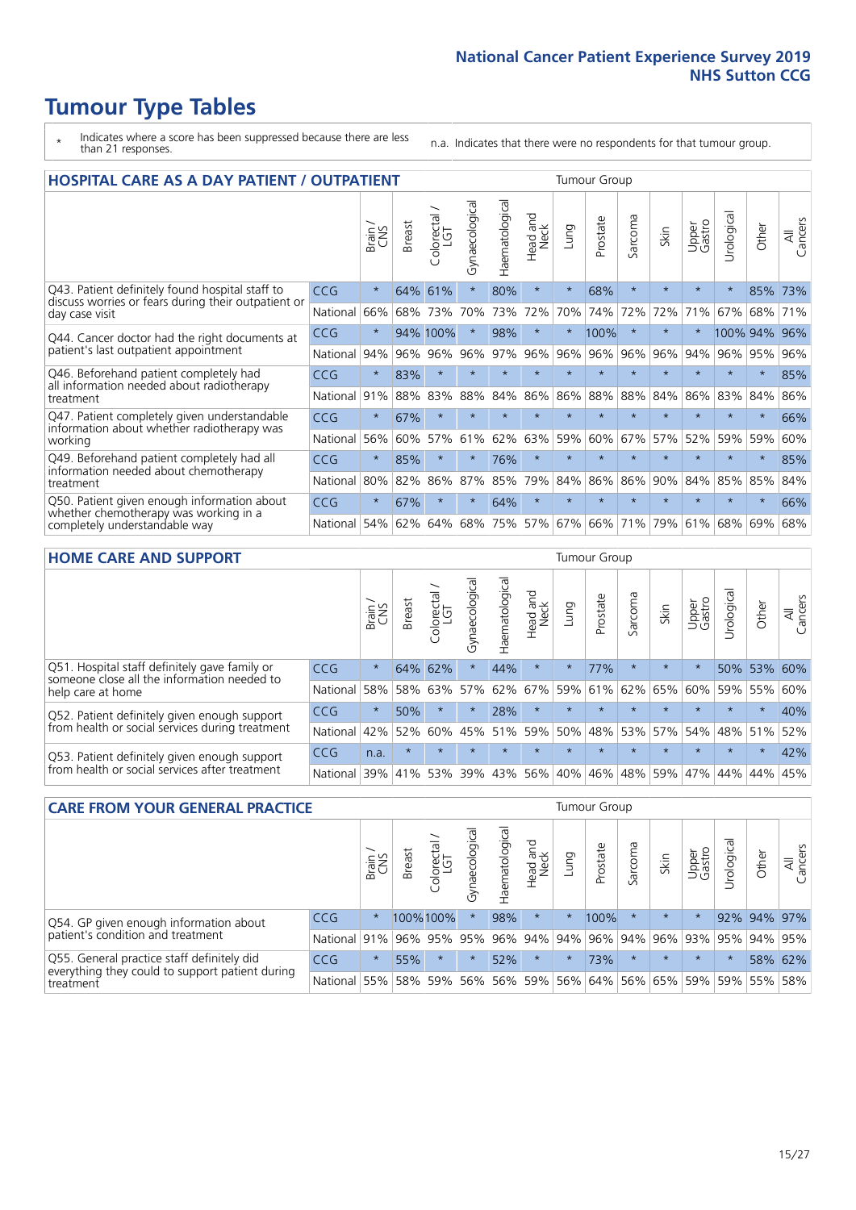# Tumour Type Tables

\* Indicates where a score has been suppressed because there are less than 21 responses.

n.a. Indicates that there were no respondents for that tumour group.

## HOSPITAL CARE AS A DAY PATIENT / OUTPATIENT

| | | Brain / CNS | Breast | Colorectal / LGT | Gynaecological | Haematological | Head and Neck | Lung | Prostate | Sarcoma | Skin | Upper Gastro | Urological | Other | All Cancers |
|---|---|---|---|---|---|---|---|---|---|---|---|---|---|---|---|
| Q43. Patient definitely found hospital staff to discuss worries or fears during their outpatient or day case visit | CCG | * | 64% | 61% | * | 80% | * | * | 68% | * | * | * | * | 85% | 73% |
| | National | 66% | 68% | 73% | 70% | 73% | 72% | 70% | 74% | 72% | 72% | 71% | 67% | 68% | 71% |
| Q44. Cancer doctor had the right documents at patient's last outpatient appointment | CCG | * | 94% | 100% | * | 98% | * | * | 100% | * | * | * | 100% | 94% | 96% |
| | National | 94% | 96% | 96% | 96% | 97% | 96% | 96% | 96% | 96% | 96% | 94% | 96% | 95% | 96% |
| Q46. Beforehand patient completely had all information needed about radiotherapy treatment | CCG | * | 83% | * | * | * | * | * | * | * | * | * | * | * | 85% |
| | National | 91% | 88% | 83% | 88% | 84% | 86% | 86% | 88% | 88% | 84% | 86% | 83% | 84% | 86% |
| Q47. Patient completely given understandable information about whether radiotherapy was working | CCG | * | 67% | * | * | * | * | * | * | * | * | * | * | * | 66% |
| | National | 56% | 60% | 57% | 61% | 62% | 63% | 59% | 60% | 67% | 57% | 52% | 59% | 59% | 60% |
| Q49. Beforehand patient completely had all information needed about chemotherapy treatment | CCG | * | 85% | * | * | 76% | * | * | * | * | * | * | * | * | 85% |
| | National | 80% | 82% | 86% | 87% | 85% | 79% | 84% | 86% | 86% | 90% | 84% | 85% | 85% | 84% |
| Q50. Patient given enough information about whether chemotherapy was working in a completely understandable way | CCG | * | 67% | * | * | 64% | * | * | * | * | * | * | * | * | 66% |
| | National | 54% | 62% | 64% | 68% | 75% | 57% | 67% | 66% | 71% | 79% | 61% | 68% | 69% | 68% |

## HOME CARE AND SUPPORT

| | | Brain / CNS | Breast | Colorectal / LGT | Gynaecological | Haematological | Head and Neck | Lung | Prostate | Sarcoma | Skin | Upper Gastro | Urological | Other | All Cancers |
|---|---|---|---|---|---|---|---|---|---|---|---|---|---|---|---|
| Q51. Hospital staff definitely gave family or someone close all the information needed to help care at home | CCG | * | 64% | 62% | * | 44% | * | * | 77% | * | * | * | 50% | 53% | 60% |
| | National | 58% | 58% | 63% | 57% | 62% | 67% | 59% | 61% | 62% | 65% | 60% | 59% | 55% | 60% |
| Q52. Patient definitely given enough support from health or social services during treatment | CCG | * | 50% | * | * | 28% | * | * | * | * | * | * | * | * | 40% |
| | National | 42% | 52% | 60% | 45% | 51% | 59% | 50% | 48% | 53% | 57% | 54% | 48% | 51% | 52% |
| Q53. Patient definitely given enough support from health or social services after treatment | CCG | n.a. | * | * | * | * | * | * | * | * | * | * | * | * | 42% |
| | National | 39% | 41% | 53% | 39% | 43% | 56% | 40% | 46% | 48% | 59% | 47% | 44% | 44% | 45% |

## CARE FROM YOUR GENERAL PRACTICE

| | | Brain / CNS | Breast | Colorectal / LGT | Gynaecological | Haematological | Head and Neck | Lung | Prostate | Sarcoma | Skin | Upper Gastro | Urological | Other | All Cancers |
|---|---|---|---|---|---|---|---|---|---|---|---|---|---|---|---|
| Q54. GP given enough information about patient's condition and treatment | CCG | * | 100% | 100% | * | 98% | * | * | 100% | * | * | * | 92% | 94% | 97% |
| | National | 91% | 96% | 95% | 95% | 96% | 94% | 94% | 96% | 94% | 96% | 93% | 95% | 94% | 95% |
| Q55. General practice staff definitely did everything they could to support patient during treatment | CCG | * | 55% | * | * | 52% | * | * | 73% | * | * | * | * | 58% | 62% |
| | National | 55% | 58% | 59% | 56% | 56% | 59% | 56% | 64% | 56% | 65% | 59% | 59% | 55% | 58% |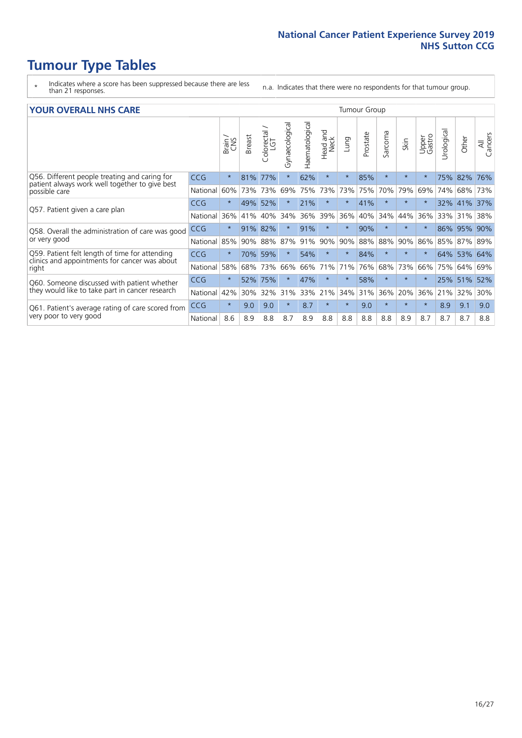# Tumour Type Tables

\* Indicates where a score has been suppressed because there are less than 21 responses.

n.a. Indicates that there were no respondents for that tumour group.

## YOUR OVERALL NHS CARE

| | | Brain / CNS | Breast | Colorectal / LGT | Gynaecological | Haematological | Head and Neck | Lung | Prostate | Sarcoma | Skin | Upper Gastro | Urological | Other | All Cancers |
|---|---|---|---|---|---|---|---|---|---|---|---|---|---|---|---|
| Q56. Different people treating and caring for patient always work well together to give best possible care | CCG | * | 81% | 77% | * | 62% | * | * | 85% | * | * | * | 75% | 82% | 76% |
| | National | 60% | 73% | 73% | 69% | 75% | 73% | 73% | 75% | 70% | 79% | 69% | 74% | 68% | 73% |
| Q57. Patient given a care plan | CCG | * | 49% | 52% | * | 21% | * | * | 41% | * | * | * | 32% | 41% | 37% |
| | National | 36% | 41% | 40% | 34% | 36% | 39% | 36% | 40% | 34% | 44% | 36% | 33% | 31% | 38% |
| Q58. Overall the administration of care was good or very good | CCG | * | 91% | 82% | * | 91% | * | * | 90% | * | * | * | 86% | 95% | 90% |
| | National | 85% | 90% | 88% | 87% | 91% | 90% | 90% | 88% | 88% | 90% | 86% | 85% | 87% | 89% |
| Q59. Patient felt length of time for attending clinics and appointments for cancer was about right | CCG | * | 70% | 59% | * | 54% | * | * | 84% | * | * | * | 64% | 53% | 64% |
| | National | 58% | 68% | 73% | 66% | 66% | 71% | 71% | 76% | 68% | 73% | 66% | 75% | 64% | 69% |
| Q60. Someone discussed with patient whether they would like to take part in cancer research | CCG | * | 52% | 75% | * | 47% | * | * | 58% | * | * | * | 25% | 51% | 52% |
| | National | 42% | 30% | 32% | 31% | 33% | 21% | 34% | 31% | 36% | 20% | 36% | 21% | 32% | 30% |
| Q61. Patient's average rating of care scored from very poor to very good | CCG | * | 9.0 | 9.0 | * | 8.7 | * | * | 9.0 | * | * | * | 8.9 | 9.1 | 9.0 |
| | National | 8.6 | 8.9 | 8.8 | 8.7 | 8.9 | 8.8 | 8.8 | 8.8 | 8.8 | 8.9 | 8.7 | 8.7 | 8.7 | 8.8 |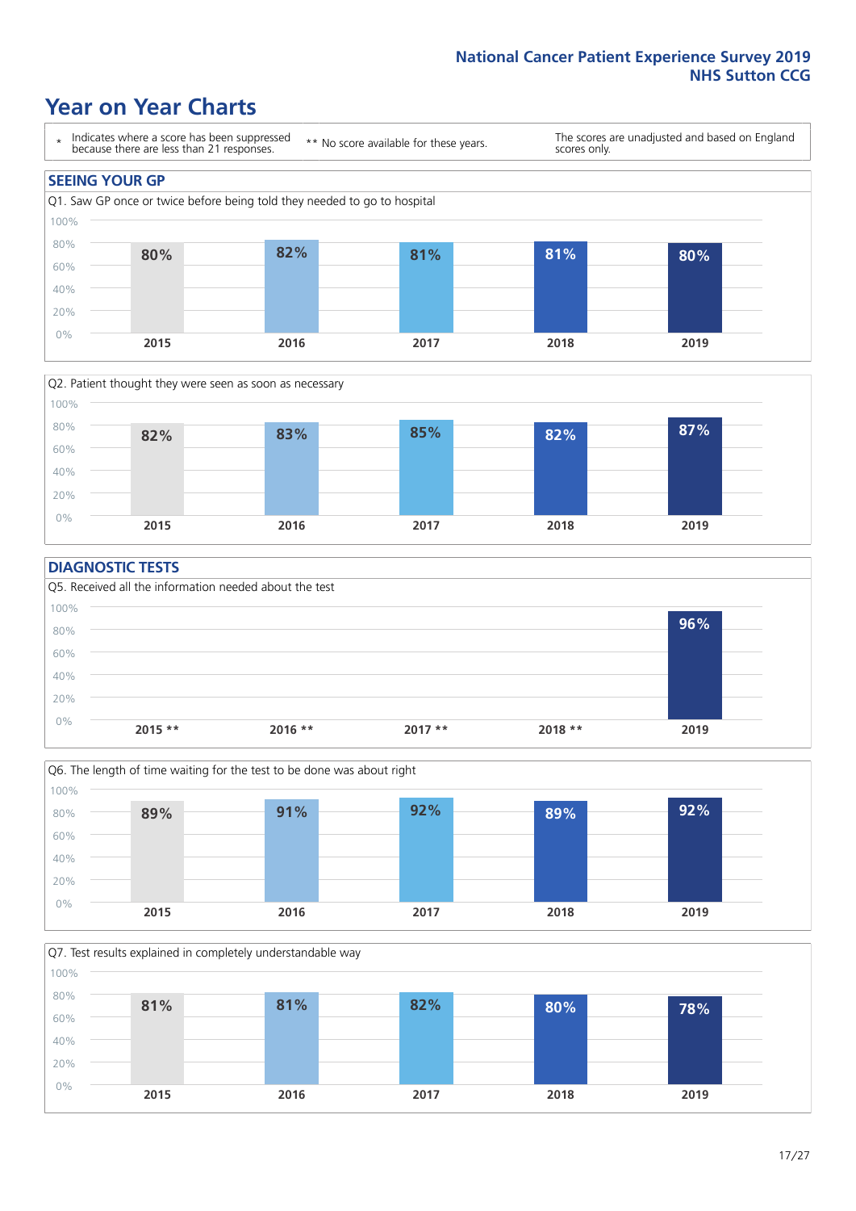# Year on Year Charts

| * Indicates where a score has been suppressed because there are less than 21 responses. | ** No score available for these years. | The scores are unadjusted and based on England scores only. |
|---|---|---|

## SEEING YOUR GP

Q1. Saw GP once or twice before being told they needed to go to hospital

| 2015 | 2016 | 2017 | 2018 | 2019 |
|---|---|---|---|---|
| 80% | 82% | 81% | 81% | 80% |

Q2. Patient thought they were seen as soon as necessary

| 2015 | 2016 | 2017 | 2018 | 2019 |
|---|---|---|---|---|
| 82% | 83% | 85% | 82% | 87% |

## DIAGNOSTIC TESTS

Q5. Received all the information needed about the test

| 2015 ** | 2016 ** | 2017 ** | 2018 ** | 2019 |
|---|---|---|---|---|
| | | | | 96% |

Q6. The length of time waiting for the test to be done was about right

| 2015 | 2016 | 2017 | 2018 | 2019 |
|---|---|---|---|---|
| 89% | 91% | 92% | 89% | 92% |

Q7. Test results explained in completely understandable way

| 2015 | 2016 | 2017 | 2018 | 2019 |
|---|---|---|---|---|
| 81% | 81% | 82% | 80% | 78% |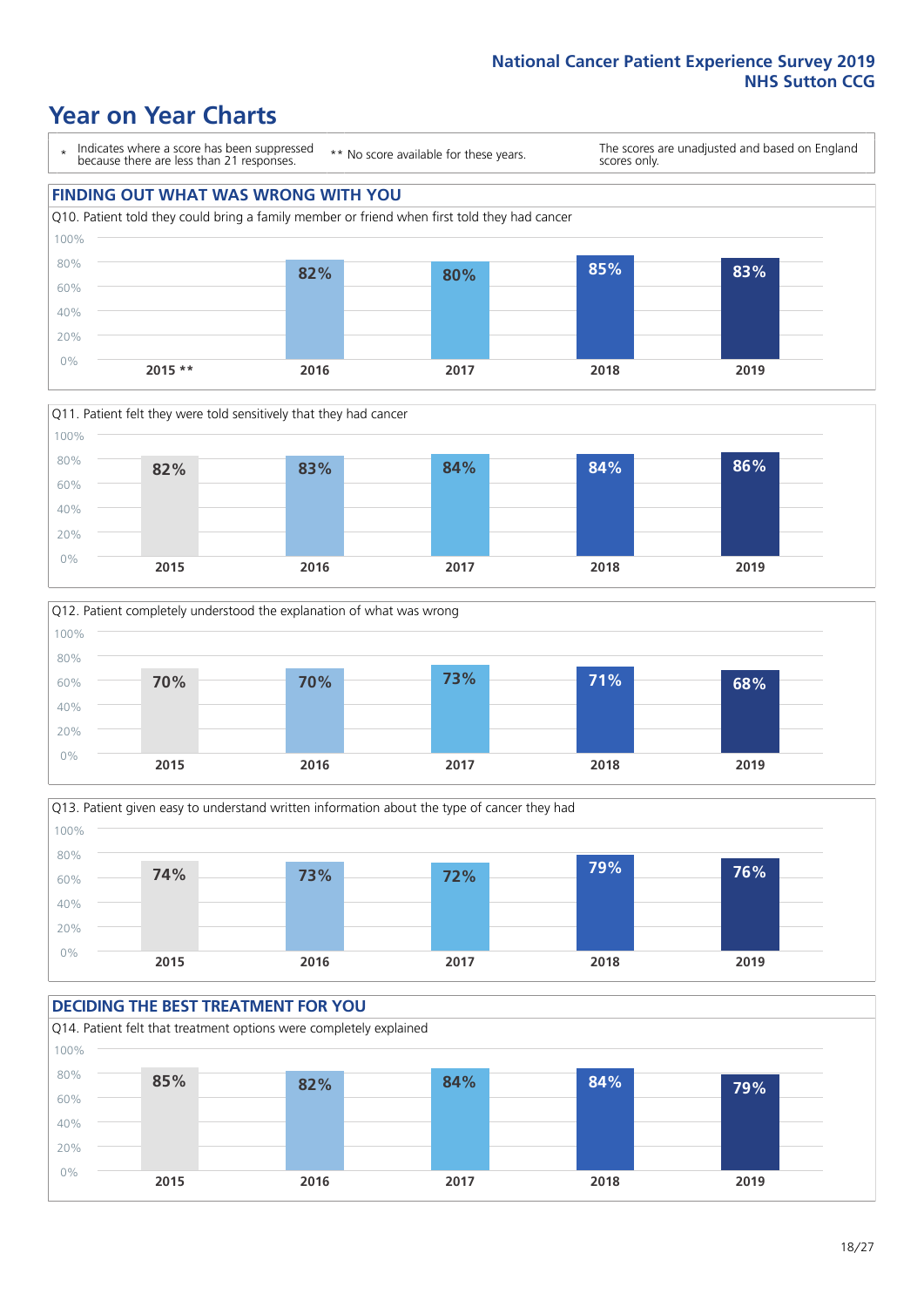# Year on Year Charts

\* Indicates where a score has been suppressed because there are less than 21 responses.

** No score available for these years.

The scores are unadjusted and based on England scores only.

## FINDING OUT WHAT WAS WRONG WITH YOU

Q10. Patient told they could bring a family member or friend when first told they had cancer

| 2015 ** | 2016 | 2017 | 2018 | 2019 |
|---|---|---|---|---|
| | 82% | 80% | 85% | 83% |

Q11. Patient felt they were told sensitively that they had cancer

| 2015 | 2016 | 2017 | 2018 | 2019 |
|---|---|---|---|---|
| 82% | 83% | 84% | 84% | 86% |

Q12. Patient completely understood the explanation of what was wrong

| 2015 | 2016 | 2017 | 2018 | 2019 |
|---|---|---|---|---|
| 70% | 70% | 73% | 71% | 68% |

Q13. Patient given easy to understand written information about the type of cancer they had

| 2015 | 2016 | 2017 | 2018 | 2019 |
|---|---|---|---|---|
| 74% | 73% | 72% | 79% | 76% |

## DECIDING THE BEST TREATMENT FOR YOU

Q14. Patient felt that treatment options were completely explained

| 2015 | 2016 | 2017 | 2018 | 2019 |
|---|---|---|---|---|
| 85% | 82% | 84% | 84% | 79% |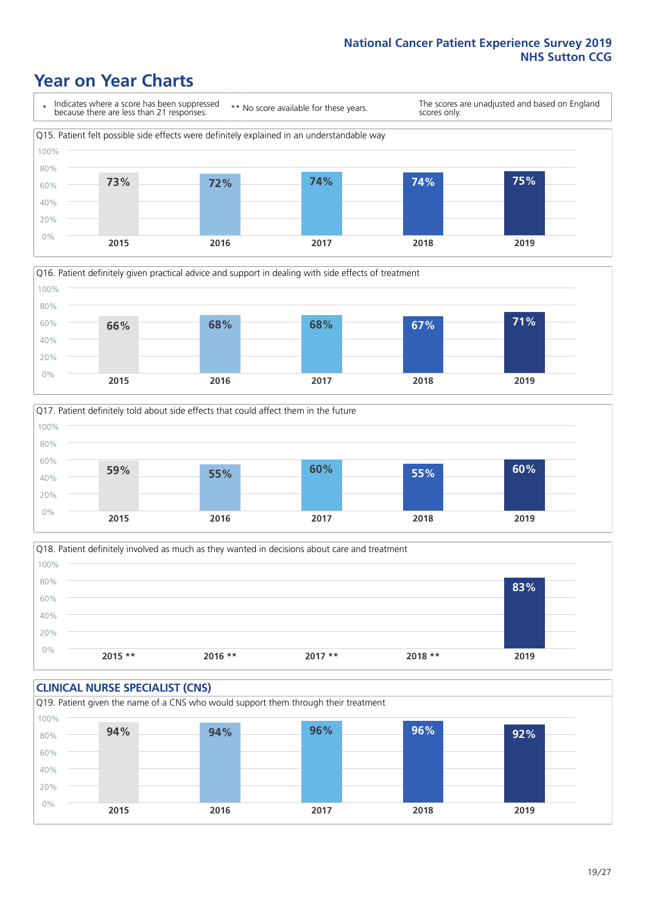# Year on Year Charts

\* Indicates where a score has been suppressed because there are less than 21 responses.

** No score available for these years.

The scores are unadjusted and based on England scores only.

Q15. Patient felt possible side effects were definitely explained in an understandable way

| 2015 | 2016 | 2017 | 2018 | 2019 |
|---|---|---|---|---|
| 73% | 72% | 74% | 74% | 75% |

Q16. Patient definitely given practical advice and support in dealing with side effects of treatment

| 2015 | 2016 | 2017 | 2018 | 2019 |
|---|---|---|---|---|
| 66% | 68% | 68% | 67% | 71% |

Q17. Patient definitely told about side effects that could affect them in the future

| 2015 | 2016 | 2017 | 2018 | 2019 |
|---|---|---|---|---|
| 59% | 55% | 60% | 55% | 60% |

Q18. Patient definitely involved as much as they wanted in decisions about care and treatment

| 2015 ** | 2016 ** | 2017 ** | 2018 ** | 2019 |
|---|---|---|---|---|
| | | | | 83% |

## CLINICAL NURSE SPECIALIST (CNS)

Q19. Patient given the name of a CNS who would support them through their treatment

| 2015 | 2016 | 2017 | 2018 | 2019 |
|---|---|---|---|---|
| 94% | 94% | 96% | 96% | 92% |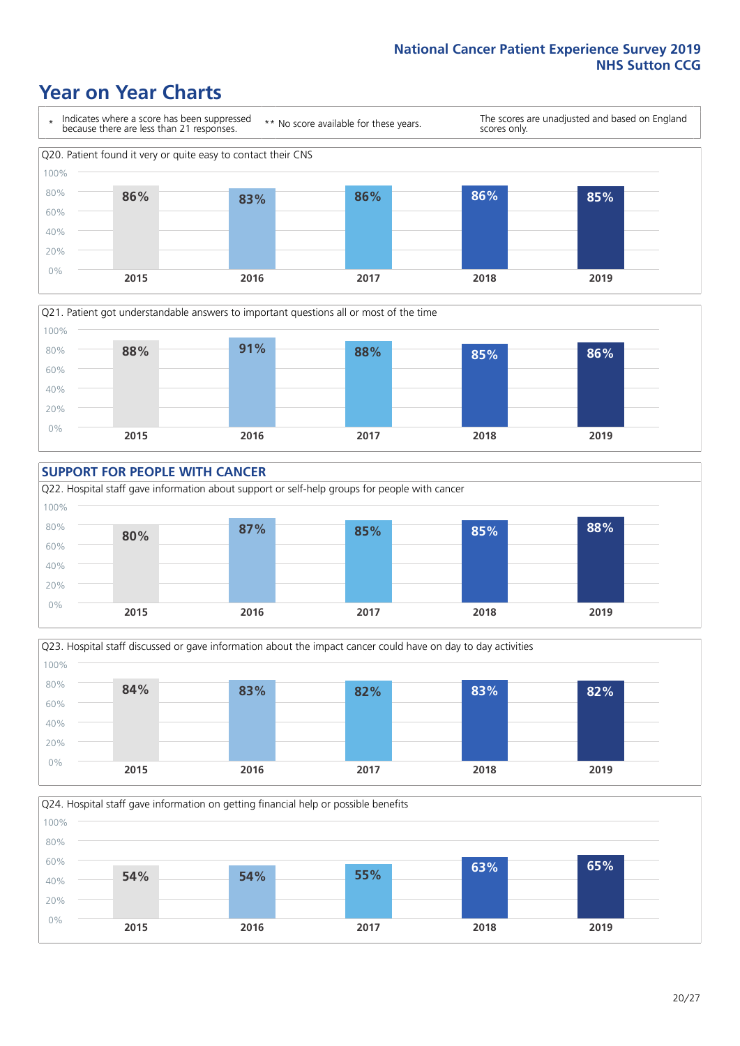# Year on Year Charts

\* Indicates where a score has been suppressed because there are less than 21 responses.

\*\* No score available for these years.

The scores are unadjusted and based on England scores only.

Q20. Patient found it very or quite easy to contact their CNS

| 2015 | 2016 | 2017 | 2018 | 2019 |
|---|---|---|---|---|
| 86% | 83% | 86% | 86% | 85% |

Q21. Patient got understandable answers to important questions all or most of the time

| 2015 | 2016 | 2017 | 2018 | 2019 |
|---|---|---|---|---|
| 88% | 91% | 88% | 85% | 86% |

## SUPPORT FOR PEOPLE WITH CANCER

Q22. Hospital staff gave information about support or self-help groups for people with cancer

| 2015 | 2016 | 2017 | 2018 | 2019 |
|---|---|---|---|---|
| 80% | 87% | 85% | 85% | 88% |

Q23. Hospital staff discussed or gave information about the impact cancer could have on day to day activities

| 2015 | 2016 | 2017 | 2018 | 2019 |
|---|---|---|---|---|
| 84% | 83% | 82% | 83% | 82% |

Q24. Hospital staff gave information on getting financial help or possible benefits

| 2015 | 2016 | 2017 | 2018 | 2019 |
|---|---|---|---|---|
| 54% | 54% | 55% | 63% | 65% |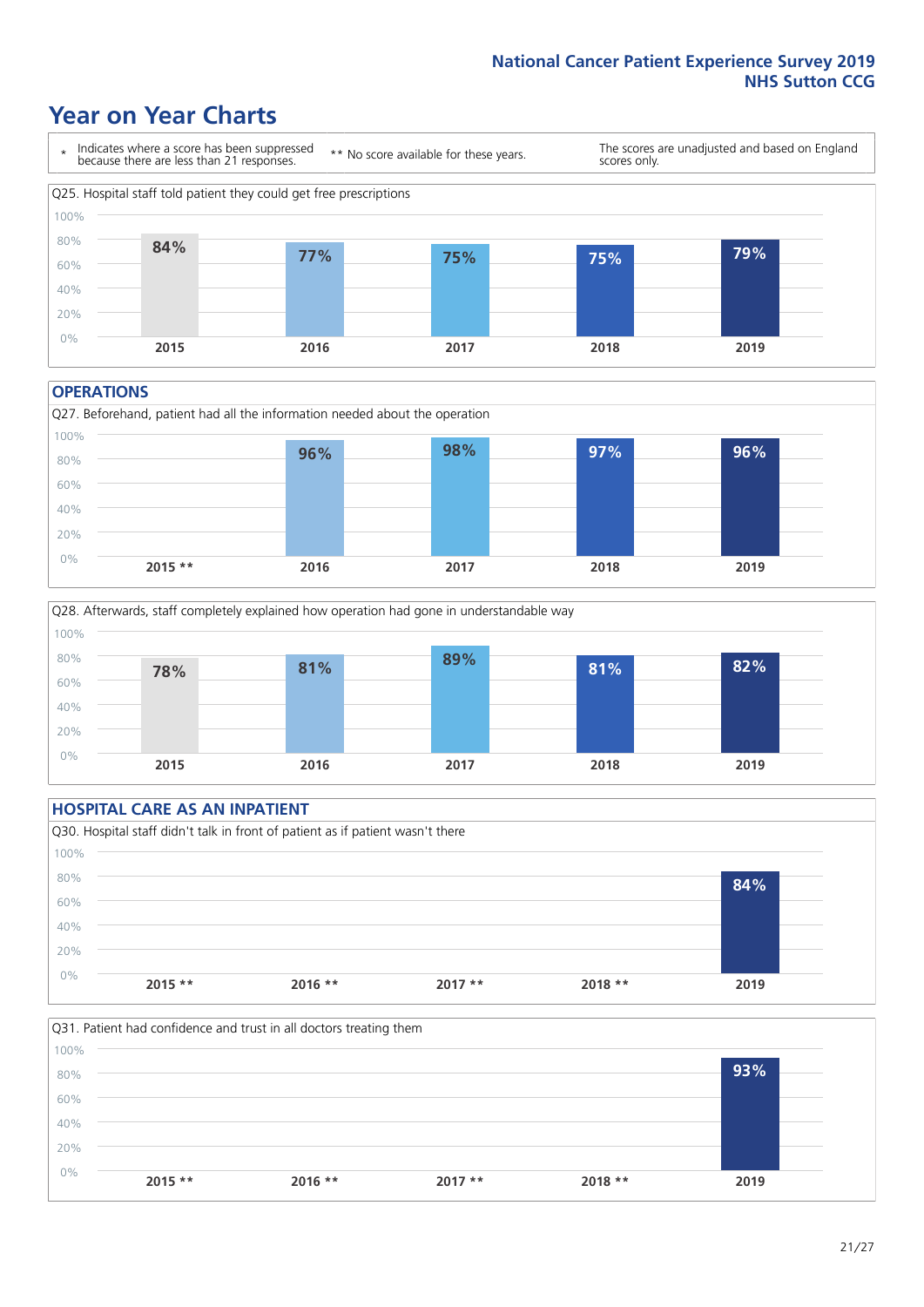# Year on Year Charts

\* Indicates where a score has been suppressed because there are less than 21 responses.

** No score available for these years.

The scores are unadjusted and based on England scores only.

Q25. Hospital staff told patient they could get free prescriptions

| 2015 | 2016 | 2017 | 2018 | 2019 |
|---|---|---|---|---|
| 84% | 77% | 75% | 75% | 79% |

## OPERATIONS

Q27. Beforehand, patient had all the information needed about the operation

| 2015 ** | 2016 | 2017 | 2018 | 2019 |
|---|---|---|---|---|
| | 96% | 98% | 97% | 96% |

Q28. Afterwards, staff completely explained how operation had gone in understandable way

| 2015 | 2016 | 2017 | 2018 | 2019 |
|---|---|---|---|---|
| 78% | 81% | 89% | 81% | 82% |

## HOSPITAL CARE AS AN INPATIENT

Q30. Hospital staff didn't talk in front of patient as if patient wasn't there

| 2015 ** | 2016 ** | 2017 ** | 2018 ** | 2019 |
|---|---|---|---|---|
| | | | | 84% |

Q31. Patient had confidence and trust in all doctors treating them

| 2015 ** | 2016 ** | 2017 ** | 2018 ** | 2019 |
|---|---|---|---|---|
| | | | | 93% |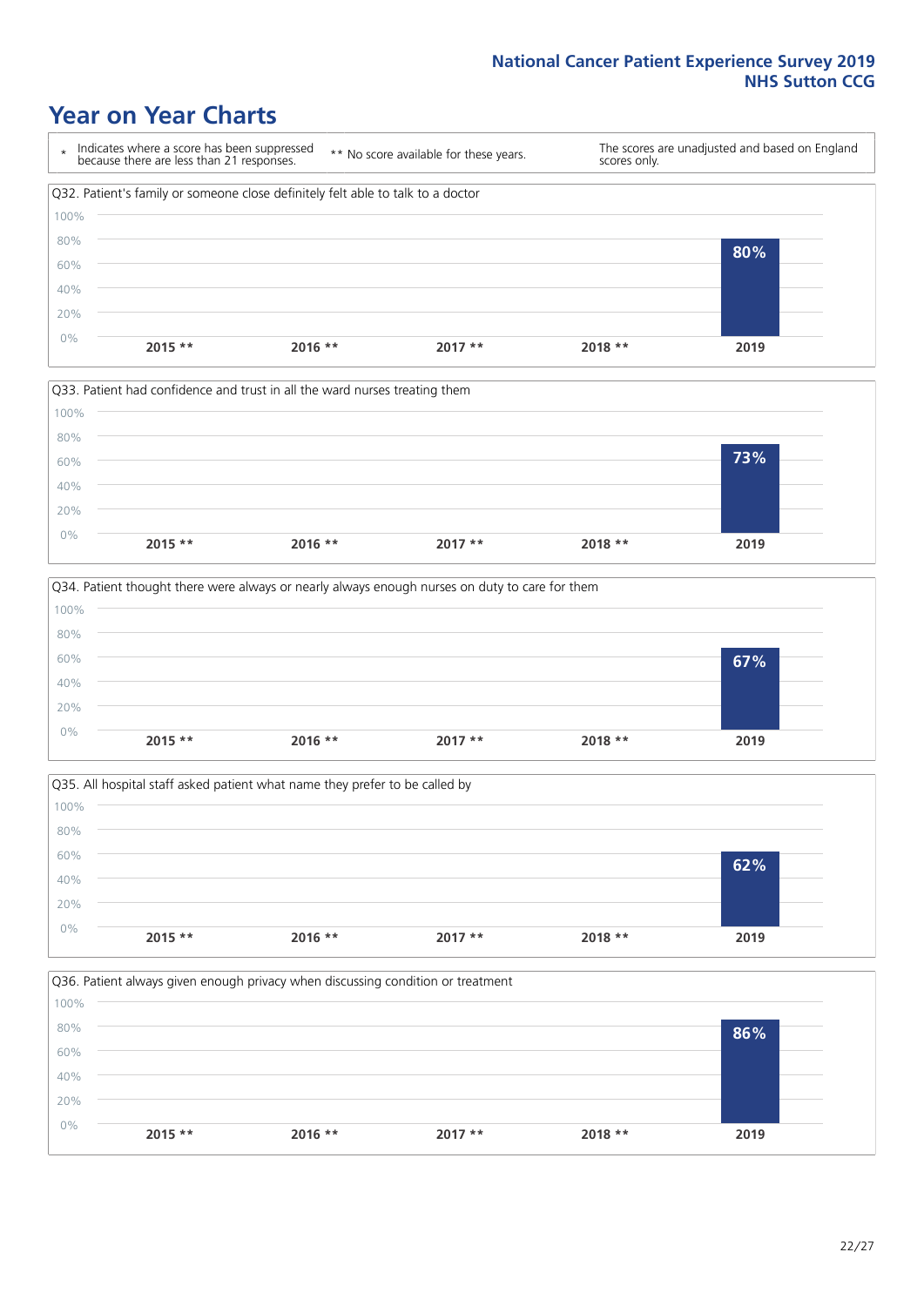# Year on Year Charts

| * Indicates where a score has been suppressed because there are less than 21 responses. | ** No score available for these years. | The scores are unadjusted and based on England scores only. |
|---|---|---|

Q32. Patient's family or someone close definitely felt able to talk to a doctor

| 2015 ** | 2016 ** | 2017 ** | 2018 ** | 2019 |
|---|---|---|---|---|
| | | | | 80% |

Q33. Patient had confidence and trust in all the ward nurses treating them

| 2015 ** | 2016 ** | 2017 ** | 2018 ** | 2019 |
|---|---|---|---|---|
| | | | | 73% |

Q34. Patient thought there were always or nearly always enough nurses on duty to care for them

| 2015 ** | 2016 ** | 2017 ** | 2018 ** | 2019 |
|---|---|---|---|---|
| | | | | 67% |

Q35. All hospital staff asked patient what name they prefer to be called by

| 2015 ** | 2016 ** | 2017 ** | 2018 ** | 2019 |
|---|---|---|---|---|
| | | | | 62% |

Q36. Patient always given enough privacy when discussing condition or treatment

| 2015 ** | 2016 ** | 2017 ** | 2018 ** | 2019 |
|---|---|---|---|---|
| | | | | 86% |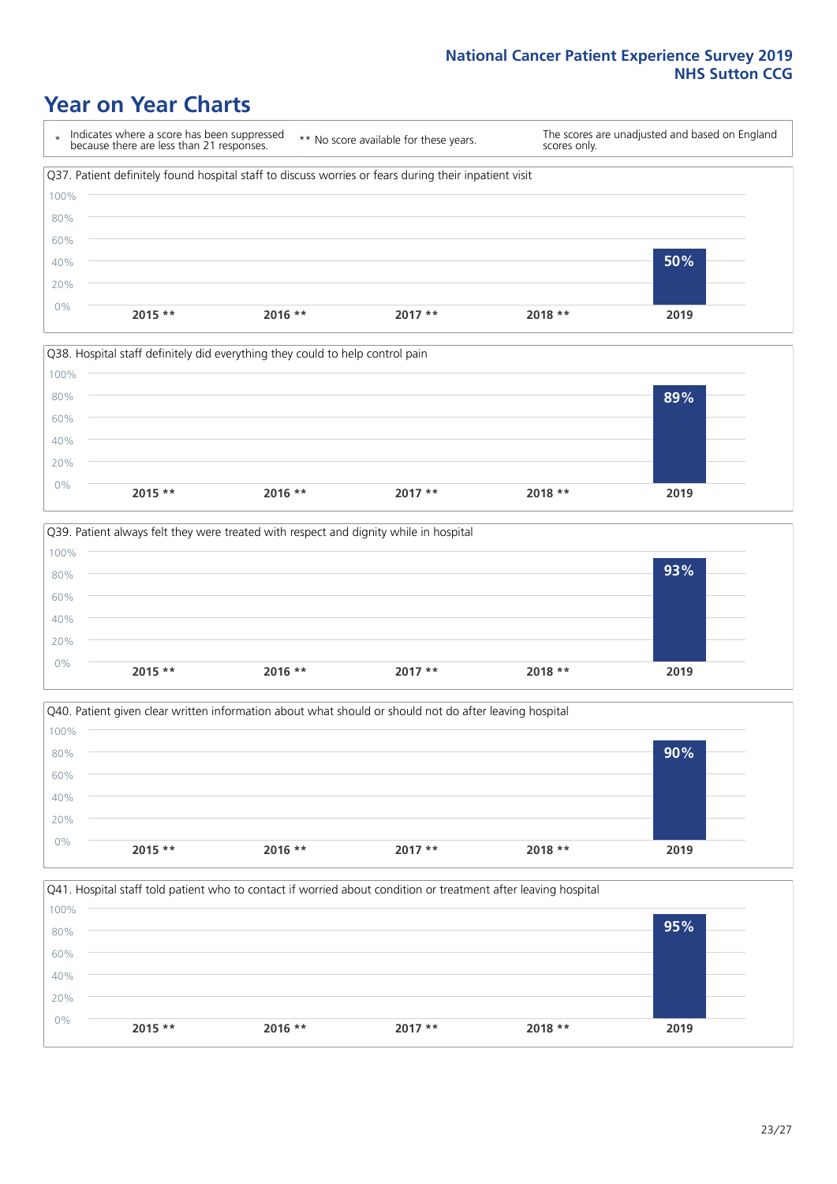# Year on Year Charts

\* Indicates where a score has been suppressed because there are less than 21 responses.

\*\* No score available for these years.

The scores are unadjusted and based on England scores only.

Q37. Patient definitely found hospital staff to discuss worries or fears during their inpatient visit

| 2015 ** | 2016 ** | 2017 ** | 2018 ** | 2019 |
|---|---|---|---|---|
| | | | | 50% |

Q38. Hospital staff definitely did everything they could to help control pain

| 2015 ** | 2016 ** | 2017 ** | 2018 ** | 2019 |
|---|---|---|---|---|
| | | | | 89% |

Q39. Patient always felt they were treated with respect and dignity while in hospital

| 2015 ** | 2016 ** | 2017 ** | 2018 ** | 2019 |
|---|---|---|---|---|
| | | | | 93% |

Q40. Patient given clear written information about what should or should not do after leaving hospital

| 2015 ** | 2016 ** | 2017 ** | 2018 ** | 2019 |
|---|---|---|---|---|
| | | | | 90% |

Q41. Hospital staff told patient who to contact if worried about condition or treatment after leaving hospital

| 2015 ** | 2016 ** | 2017 ** | 2018 ** | 2019 |
|---|---|---|---|---|
| | | | | 95% |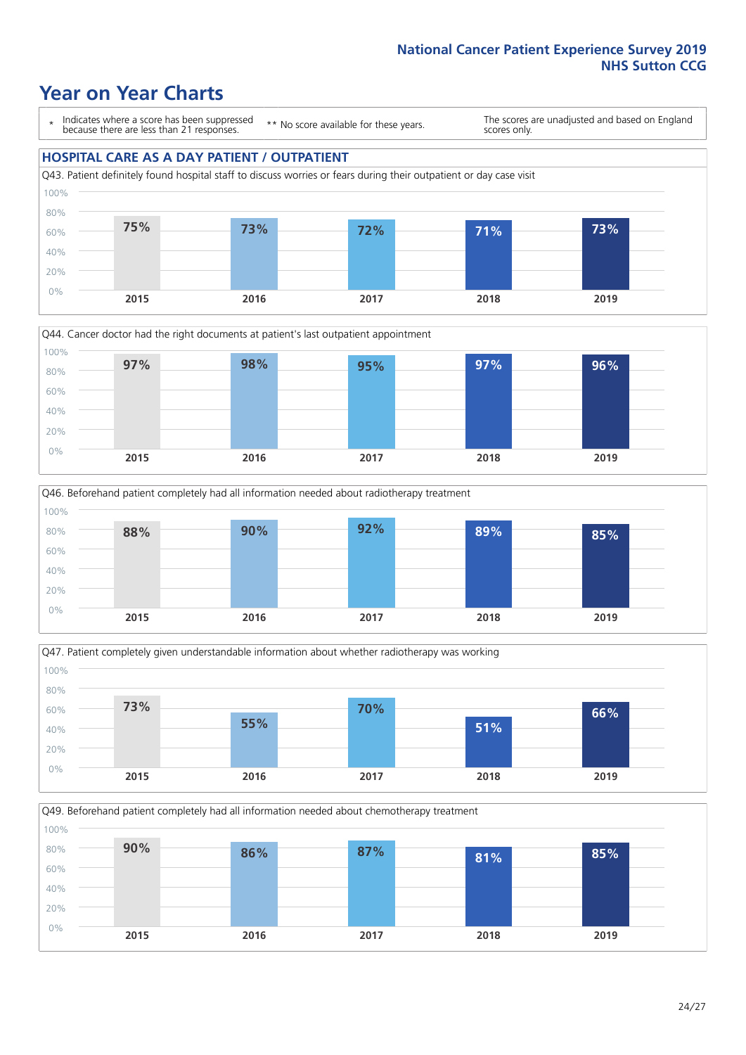# Year on Year Charts

\* Indicates where a score has been suppressed because there are less than 21 responses.

** No score available for these years.

The scores are unadjusted and based on England scores only.

## HOSPITAL CARE AS A DAY PATIENT / OUTPATIENT

Q43. Patient definitely found hospital staff to discuss worries or fears during their outpatient or day case visit

| 2015 | 2016 | 2017 | 2018 | 2019 |
|---|---|---|---|---|
| 75% | 73% | 72% | 71% | 73% |

Q44. Cancer doctor had the right documents at patient's last outpatient appointment

| 2015 | 2016 | 2017 | 2018 | 2019 |
|---|---|---|---|---|
| 97% | 98% | 95% | 97% | 96% |

Q46. Beforehand patient completely had all information needed about radiotherapy treatment

| 2015 | 2016 | 2017 | 2018 | 2019 |
|---|---|---|---|---|
| 88% | 90% | 92% | 89% | 85% |

Q47. Patient completely given understandable information about whether radiotherapy was working

| 2015 | 2016 | 2017 | 2018 | 2019 |
|---|---|---|---|---|
| 73% | 55% | 70% | 51% | 66% |

Q49. Beforehand patient completely had all information needed about chemotherapy treatment

| 2015 | 2016 | 2017 | 2018 | 2019 |
|---|---|---|---|---|
| 90% | 86% | 87% | 81% | 85% |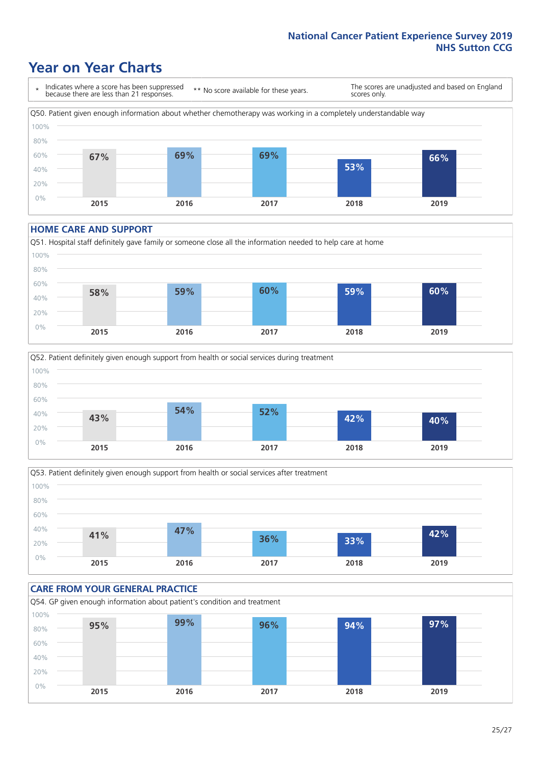# Year on Year Charts

\* Indicates where a score has been suppressed because there are less than 21 responses.

\*\* No score available for these years.

The scores are unadjusted and based on England scores only.

Q50. Patient given enough information about whether chemotherapy was working in a completely understandable way

| 2015 | 2016 | 2017 | 2018 | 2019 |
|---|---|---|---|---|
| 67% | 69% | 69% | 53% | 66% |

## HOME CARE AND SUPPORT

Q51. Hospital staff definitely gave family or someone close all the information needed to help care at home

| 2015 | 2016 | 2017 | 2018 | 2019 |
|---|---|---|---|---|
| 58% | 59% | 60% | 59% | 60% |

Q52. Patient definitely given enough support from health or social services during treatment

| 2015 | 2016 | 2017 | 2018 | 2019 |
|---|---|---|---|---|
| 43% | 54% | 52% | 42% | 40% |

Q53. Patient definitely given enough support from health or social services after treatment

| 2015 | 2016 | 2017 | 2018 | 2019 |
|---|---|---|---|---|
| 41% | 47% | 36% | 33% | 42% |

## CARE FROM YOUR GENERAL PRACTICE

Q54. GP given enough information about patient's condition and treatment

| 2015 | 2016 | 2017 | 2018 | 2019 |
|---|---|---|---|---|
| 95% | 99% | 96% | 94% | 97% |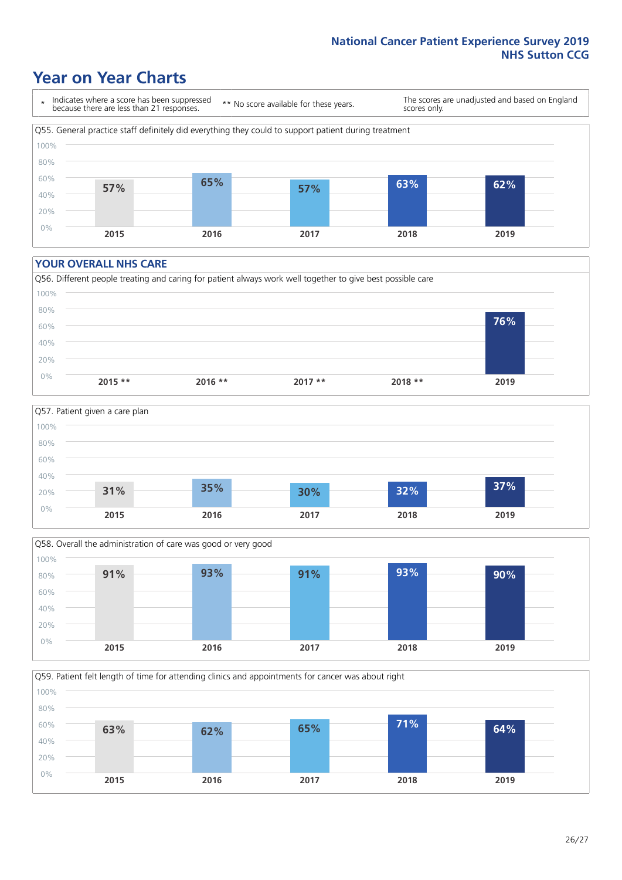# Year on Year Charts

\* Indicates where a score has been suppressed because there are less than 21 responses.

\*\* No score available for these years.

The scores are unadjusted and based on England scores only.

Q55. General practice staff definitely did everything they could to support patient during treatment

| 2015 | 2016 | 2017 | 2018 | 2019 |
|---|---|---|---|---|
| 57% | 65% | 57% | 63% | 62% |

## YOUR OVERALL NHS CARE

Q56. Different people treating and caring for patient always work well together to give best possible care

| 2015 ** | 2016 ** | 2017 ** | 2018 ** | 2019 |
|---|---|---|---|---|
| | | | | 76% |

Q57. Patient given a care plan

| 2015 | 2016 | 2017 | 2018 | 2019 |
|---|---|---|---|---|
| 31% | 35% | 30% | 32% | 37% |

Q58. Overall the administration of care was good or very good

| 2015 | 2016 | 2017 | 2018 | 2019 |
|---|---|---|---|---|
| 91% | 93% | 91% | 93% | 90% |

Q59. Patient felt length of time for attending clinics and appointments for cancer was about right

| 2015 | 2016 | 2017 | 2018 | 2019 |
|---|---|---|---|---|
| 63% | 62% | 65% | 71% | 64% |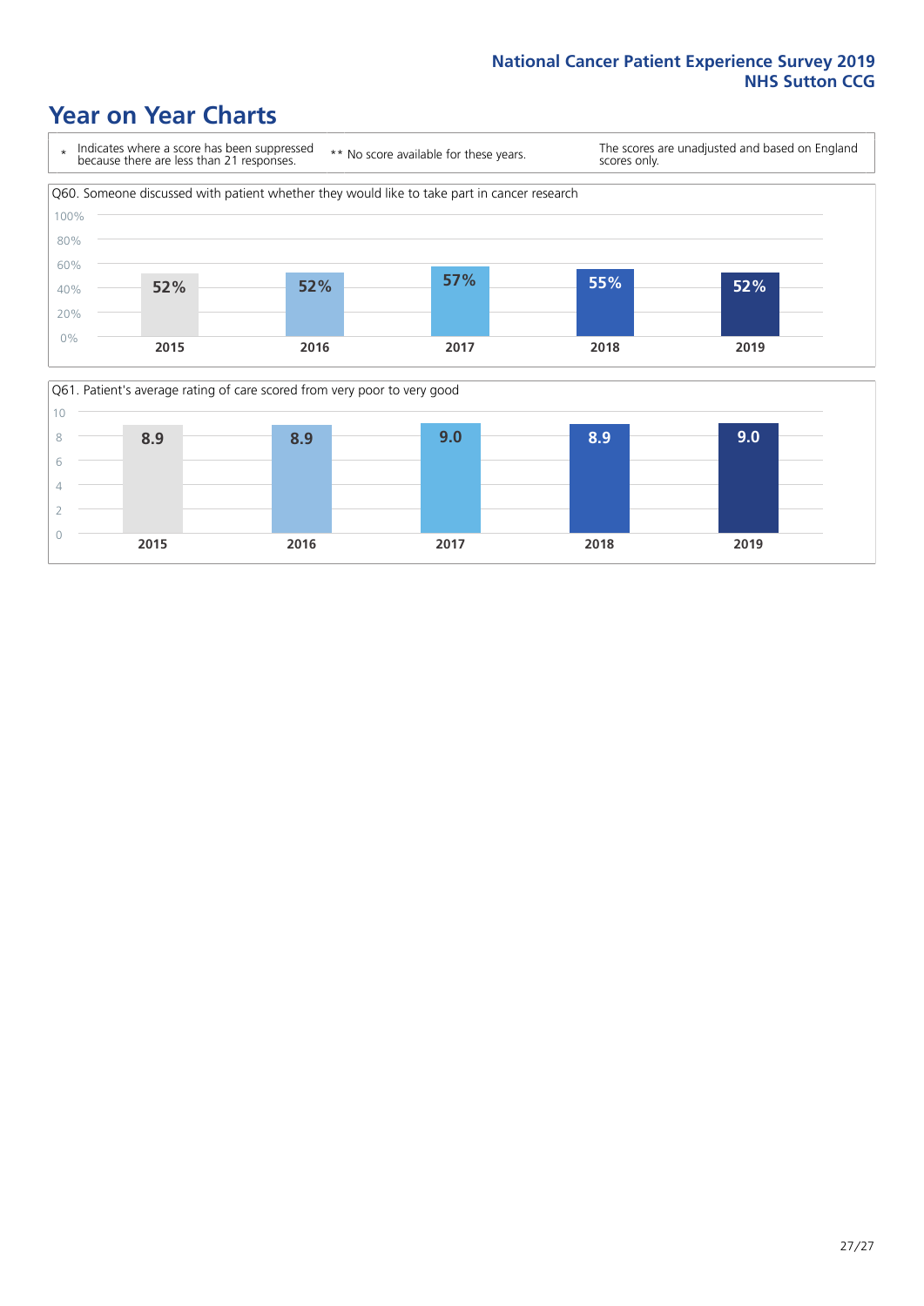# Year on Year Charts

* Indicates where a score has been suppressed because there are less than 21 responses.

** No score available for these years.

The scores are unadjusted and based on England scores only.

Q60. Someone discussed with patient whether they would like to take part in cancer research

100%
80%
60%
40%
20%
0%

52% 52% 57% 55% 52%

2015 2016 2017 2018 2019

Q61. Patient's average rating of care scored from very poor to very good

10
8
6
4
2
0

8.9 8.9 9.0 8.9 9.0

2015 2016 2017 2018 2019